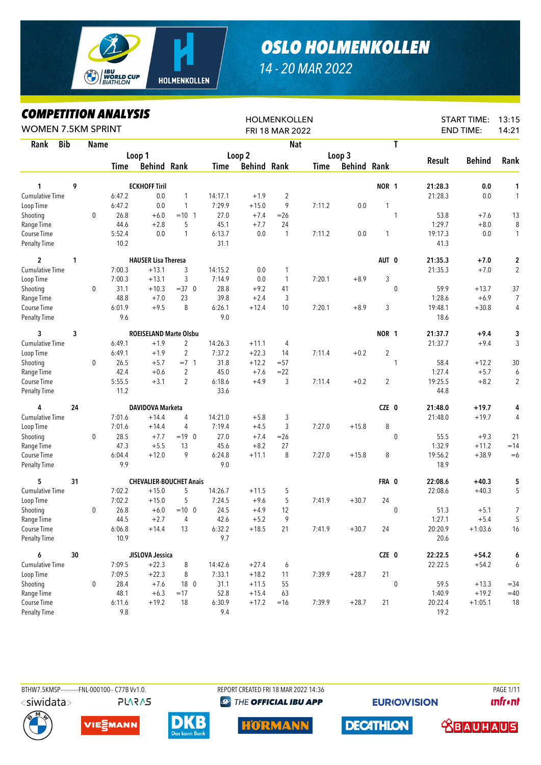# OSLO HOLMENKOLLEN

14 - 20 MAR 2022

## COMPETITION ANALYSIS

WOMEN 7.5KM SPRINT

HOLMENKOLLEN
FRI 18 MAR 2022

START TIME: 13:15
END TIME: 14:21

| Rank | Bib | Name | | Loop 1 | | | Loop 2 | | | Loop 3 | | | Nat | T | Result | Behind | Rank |
|---|---|---|---|---|---|---|---|---|---|---|---|---|---|---|---|---|---|
| | | | | Time | Behind | Rank | Time | Behind | Rank | Time | Behind | Rank | | | | | |
| 1 | 9 | ECKHOFF Tiril | | | | | | | | | | | NOR | 1 | 21:28.3 | 0.0 | 1 |
| Cumulative Time | | | | 6:47.2 | 0.0 | 1 | 14:17.1 | +1.9 | 2 | | | | | | 21:28.3 | 0.0 | 1 |
| Loop Time | | | | 6:47.2 | 0.0 | 1 | 7:29.9 | +15.0 | 9 | 7:11.2 | 0.0 | 1 | | | | | |
| Shooting | | | 0 | 26.8 | +6.0 | =10 1 | 27.0 | +7.4 | =26 | | | | | 1 | 53.8 | +7.6 | 13 |
| Range Time | | | | 44.6 | +2.8 | 5 | 45.1 | +7.7 | 24 | | | | | | 1:29.7 | +8.0 | 8 |
| Course Time | | | | 5:52.4 | 0.0 | 1 | 6:13.7 | 0.0 | 1 | 7:11.2 | 0.0 | 1 | | | 19:17.3 | 0.0 | 1 |
| Penalty Time | | | | 10.2 | | | 31.1 | | | | | | | | 41.3 | | |
| 2 | 1 | HAUSER Lisa Theresa | | | | | | | | | | | AUT | 0 | 21:35.3 | +7.0 | 2 |
| Cumulative Time | | | | 7:00.3 | +13.1 | 3 | 14:15.2 | 0.0 | 1 | | | | | | 21:35.3 | +7.0 | 2 |
| Loop Time | | | | 7:00.3 | +13.1 | 3 | 7:14.9 | 0.0 | 1 | 7:20.1 | +8.9 | 3 | | | | | |
| Shooting | | | 0 | 31.1 | +10.3 | =37 0 | 28.8 | +9.2 | 41 | | | | | 0 | 59.9 | +13.7 | 37 |
| Range Time | | | | 48.8 | +7.0 | 23 | 39.8 | +2.4 | 3 | | | | | | 1:28.6 | +6.9 | 7 |
| Course Time | | | | 6:01.9 | +9.5 | 8 | 6:26.1 | +12.4 | 10 | 7:20.1 | +8.9 | 3 | | | 19:48.1 | +30.8 | 4 |
| Penalty Time | | | | 9.6 | | | 9.0 | | | | | | | | 18.6 | | |
| 3 | 3 | ROEISELAND Marte Olsbu | | | | | | | | | | | NOR | 1 | 21:37.7 | +9.4 | 3 |
| Cumulative Time | | | | 6:49.1 | +1.9 | 2 | 14:26.3 | +11.1 | 4 | | | | | | 21:37.7 | +9.4 | 3 |
| Loop Time | | | | 6:49.1 | +1.9 | 2 | 7:37.2 | +22.3 | 14 | 7:11.4 | +0.2 | 2 | | | | | |
| Shooting | | | 0 | 26.5 | +5.7 | =7 1 | 31.8 | +12.2 | =57 | | | | | 1 | 58.4 | +12.2 | 30 |
| Range Time | | | | 42.4 | +0.6 | 2 | 45.0 | +7.6 | =22 | | | | | | 1:27.4 | +5.7 | 6 |
| Course Time | | | | 5:55.5 | +3.1 | 2 | 6:18.6 | +4.9 | 3 | 7:11.4 | +0.2 | 2 | | | 19:25.5 | +8.2 | 2 |
| Penalty Time | | | | 11.2 | | | 33.6 | | | | | | | | 44.8 | | |
| 4 | 24 | DAVIDOVA Marketa | | | | | | | | | | | CZE | 0 | 21:48.0 | +19.7 | 4 |
| Cumulative Time | | | | 7:01.6 | +14.4 | 4 | 14:21.0 | +5.8 | 3 | | | | | | 21:48.0 | +19.7 | 4 |
| Loop Time | | | | 7:01.6 | +14.4 | 4 | 7:19.4 | +4.5 | 3 | 7:27.0 | +15.8 | 8 | | | | | |
| Shooting | | | 0 | 28.5 | +7.7 | =19 0 | 27.0 | +7.4 | =26 | | | | | 0 | 55.5 | +9.3 | 21 |
| Range Time | | | | 47.3 | +5.5 | 13 | 45.6 | +8.2 | 27 | | | | | | 1:32.9 | +11.2 | =14 |
| Course Time | | | | 6:04.4 | +12.0 | 9 | 6:24.8 | +11.1 | 8 | 7:27.0 | +15.8 | 8 | | | 19:56.2 | +38.9 | =6 |
| Penalty Time | | | | 9.9 | | | 9.0 | | | | | | | | 18.9 | | |
| 5 | 31 | CHEVALIER-BOUCHET Anais | | | | | | | | | | | FRA | 0 | 22:08.6 | +40.3 | 5 |
| Cumulative Time | | | | 7:02.2 | +15.0 | 5 | 14:26.7 | +11.5 | 5 | | | | | | 22:08.6 | +40.3 | 5 |
| Loop Time | | | | 7:02.2 | +15.0 | 5 | 7:24.5 | +9.6 | 5 | 7:41.9 | +30.7 | 24 | | | | | |
| Shooting | | | 0 | 26.8 | +6.0 | =10 0 | 24.5 | +4.9 | 12 | | | | | 0 | 51.3 | +5.1 | 7 |
| Range Time | | | | 44.5 | +2.7 | 4 | 42.6 | +5.2 | 9 | | | | | | 1:27.1 | +5.4 | 5 |
| Course Time | | | | 6:06.8 | +14.4 | 13 | 6:32.2 | +18.5 | 21 | 7:41.9 | +30.7 | 24 | | | 20:20.9 | +1:03.6 | 16 |
| Penalty Time | | | | 10.9 | | | 9.7 | | | | | | | | 20.6 | | |
| 6 | 30 | JISLOVA Jessica | | | | | | | | | | | CZE | 0 | 22:22.5 | +54.2 | 6 |
| Cumulative Time | | | | 7:09.5 | +22.3 | 8 | 14:42.6 | +27.4 | 6 | | | | | | 22:22.5 | +54.2 | 6 |
| Loop Time | | | | 7:09.5 | +22.3 | 8 | 7:33.1 | +18.2 | 11 | 7:39.9 | +28.7 | 21 | | | | | |
| Shooting | | | 0 | 28.4 | +7.6 | 18 0 | 31.1 | +11.5 | 55 | | | | | 0 | 59.5 | +13.3 | =34 |
| Range Time | | | | 48.1 | +6.3 | =17 | 52.8 | +15.4 | 63 | | | | | | 1:40.9 | +19.2 | =40 |
| Course Time | | | | 6:11.6 | +19.2 | 18 | 6:30.9 | +17.2 | =16 | 7:39.9 | +28.7 | 21 | | | 20:22.4 | +1:05.1 | 18 |
| Penalty Time | | | | 9.8 | | | 9.4 | | | | | | | | 19.2 | | |

BTHW7.5KMSP-----------FNL-000100-- C77B Vv1.0. REPORT CREATED FRI 18 MAR 2022 14:36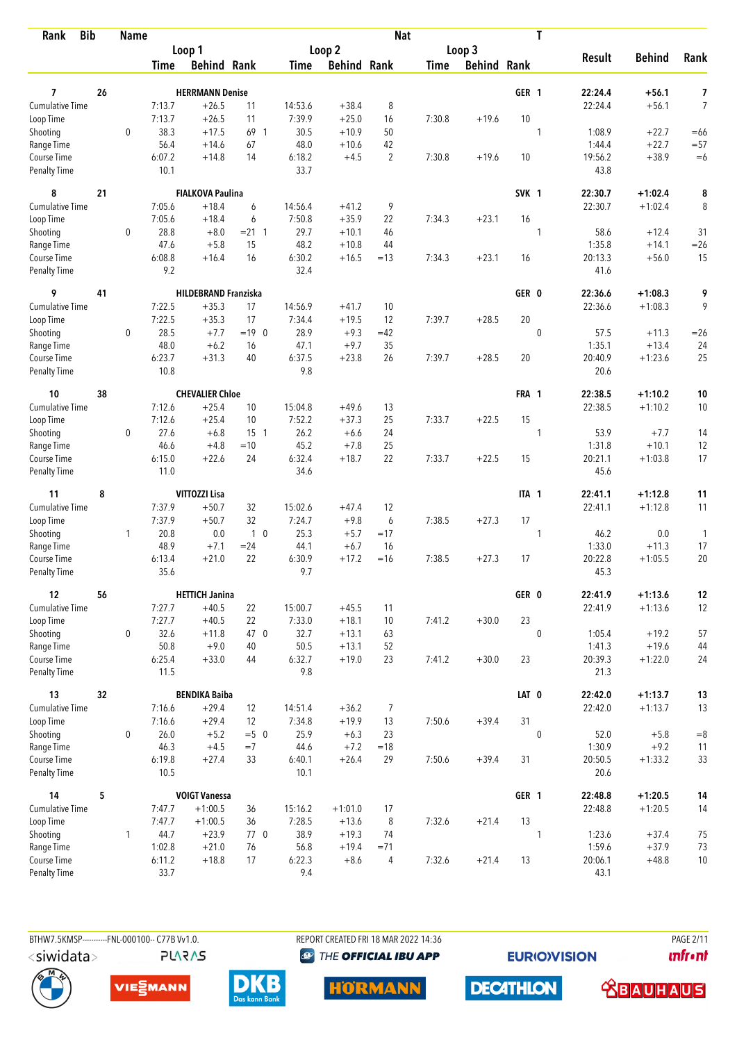| Rank | Bib | Name | | Loop 1 Time | Loop 1 Behind | Loop 1 Rank | Loop 2 Time | Loop 2 Behind | Loop 2 Rank | Loop 3 Time | Loop 3 Behind | Loop 3 Rank | Nat | T | Result | Behind | Rank |
|---|---|---|---|---|---|---|---|---|---|---|---|---|---|---|---|---|---|
| 7 | 26 | HERRMANN Denise | | | | | | | | | | | GER | 1 | 22:24.4 | +56.1 | 7 |
| Cumulative Time | | | | 7:13.7 | +26.5 | 11 | 14:53.6 | +38.4 | 8 | | | | | | 22:24.4 | +56.1 | 7 |
| Loop Time | | | | 7:13.7 | +26.5 | 11 | 7:39.9 | +25.0 | 16 | 7:30.8 | +19.6 | 10 | | | | | |
| Shooting | | | 0 | 38.3 | +17.5 | 69 1 | 30.5 | +10.9 | 50 | | | | | 1 | 1:08.9 | +22.7 | =66 |
| Range Time | | | | 56.4 | +14.6 | 67 | 48.0 | +10.6 | 42 | | | | | | 1:44.4 | +22.7 | =57 |
| Course Time | | | | 6:07.2 | +14.8 | 14 | 6:18.2 | +4.5 | 2 | 7:30.8 | +19.6 | 10 | | | 19:56.2 | +38.9 | =6 |
| Penalty Time | | | | 10.1 | | | 33.7 | | | | | | | | 43.8 | | |
| 8 | 21 | FIALKOVA Paulina | | | | | | | | | | | SVK | 1 | 22:30.7 | +1:02.4 | 8 |
| Cumulative Time | | | | 7:05.6 | +18.4 | 6 | 14:56.4 | +41.2 | 9 | | | | | | 22:30.7 | +1:02.4 | 8 |
| Loop Time | | | | 7:05.6 | +18.4 | 6 | 7:50.8 | +35.9 | 22 | 7:34.3 | +23.1 | 16 | | | | | |
| Shooting | | | 0 | 28.8 | +8.0 | =21 1 | 29.7 | +10.1 | 46 | | | | | 1 | 58.6 | +12.4 | 31 |
| Range Time | | | | 47.6 | +5.8 | 15 | 48.2 | +10.8 | 44 | | | | | | 1:35.8 | +14.1 | =26 |
| Course Time | | | | 6:08.8 | +16.4 | 16 | 6:30.2 | +16.5 | =13 | 7:34.3 | +23.1 | 16 | | | 20:13.3 | +56.0 | 15 |
| Penalty Time | | | | 9.2 | | | 32.4 | | | | | | | | 41.6 | | |
| 9 | 41 | HILDEBRAND Franziska | | | | | | | | | | | GER | 0 | 22:36.6 | +1:08.3 | 9 |
| Cumulative Time | | | | 7:22.5 | +35.3 | 17 | 14:56.9 | +41.7 | 10 | | | | | | 22:36.6 | +1:08.3 | 9 |
| Loop Time | | | | 7:22.5 | +35.3 | 17 | 7:34.4 | +19.5 | 12 | 7:39.7 | +28.5 | 20 | | | | | |
| Shooting | | | 0 | 28.5 | +7.7 | =19 0 | 28.9 | +9.3 | =42 | | | | | 0 | 57.5 | +11.3 | =26 |
| Range Time | | | | 48.0 | +6.2 | 16 | 47.1 | +9.7 | 35 | | | | | | 1:35.1 | +13.4 | 24 |
| Course Time | | | | 6:23.7 | +31.3 | 40 | 6:37.5 | +23.8 | 26 | 7:39.7 | +28.5 | 20 | | | 20:40.9 | +1:23.6 | 25 |
| Penalty Time | | | | 10.8 | | | 9.8 | | | | | | | | 20.6 | | |
| 10 | 38 | CHEVALIER Chloe | | | | | | | | | | | FRA | 1 | 22:38.5 | +1:10.2 | 10 |
| Cumulative Time | | | | 7:12.6 | +25.4 | 10 | 15:04.8 | +49.6 | 13 | | | | | | 22:38.5 | +1:10.2 | 10 |
| Loop Time | | | | 7:12.6 | +25.4 | 10 | 7:52.2 | +37.3 | 25 | 7:33.7 | +22.5 | 15 | | | | | |
| Shooting | | | 0 | 27.6 | +6.8 | 15 1 | 26.2 | +6.6 | 24 | | | | | 1 | 53.9 | +7.7 | 14 |
| Range Time | | | | 46.6 | +4.8 | =10 | 45.2 | +7.8 | 25 | | | | | | 1:31.8 | +10.1 | 12 |
| Course Time | | | | 6:15.0 | +22.6 | 24 | 6:32.4 | +18.7 | 22 | 7:33.7 | +22.5 | 15 | | | 20:21.1 | +1:03.8 | 17 |
| Penalty Time | | | | 11.0 | | | 34.6 | | | | | | | | 45.6 | | |
| 11 | 8 | VITTOZZI Lisa | | | | | | | | | | | ITA | 1 | 22:41.1 | +1:12.8 | 11 |
| Cumulative Time | | | | 7:37.9 | +50.7 | 32 | 15:02.6 | +47.4 | 12 | | | | | | 22:41.1 | +1:12.8 | 11 |
| Loop Time | | | | 7:37.9 | +50.7 | 32 | 7:24.7 | +9.8 | 6 | 7:38.5 | +27.3 | 17 | | | | | |
| Shooting | | | 1 | 20.8 | 0.0 | 1 0 | 25.3 | +5.7 | =17 | | | | | 1 | 46.2 | 0.0 | 1 |
| Range Time | | | | 48.9 | +7.1 | =24 | 44.1 | +6.7 | 16 | | | | | | 1:33.0 | +11.3 | 17 |
| Course Time | | | | 6:13.4 | +21.0 | 22 | 6:30.9 | +17.2 | =16 | 7:38.5 | +27.3 | 17 | | | 20:22.8 | +1:05.5 | 20 |
| Penalty Time | | | | 35.6 | | | 9.7 | | | | | | | | 45.3 | | |
| 12 | 56 | HETTICH Janina | | | | | | | | | | | GER | 0 | 22:41.9 | +1:13.6 | 12 |
| Cumulative Time | | | | 7:27.7 | +40.5 | 22 | 15:00.7 | +45.5 | 11 | | | | | | 22:41.9 | +1:13.6 | 12 |
| Loop Time | | | | 7:27.7 | +40.5 | 22 | 7:33.0 | +18.1 | 10 | 7:41.2 | +30.0 | 23 | | | | | |
| Shooting | | | 0 | 32.6 | +11.8 | 47 0 | 32.7 | +13.1 | 63 | | | | | 0 | 1:05.4 | +19.2 | 57 |
| Range Time | | | | 50.8 | +9.0 | 40 | 50.5 | +13.1 | 52 | | | | | | 1:41.3 | +19.6 | 44 |
| Course Time | | | | 6:25.4 | +33.0 | 44 | 6:32.7 | +19.0 | 23 | 7:41.2 | +30.0 | 23 | | | 20:39.3 | +1:22.0 | 24 |
| Penalty Time | | | | 11.5 | | | 9.8 | | | | | | | | 21.3 | | |
| 13 | 32 | BENDIKA Baiba | | | | | | | | | | | LAT | 0 | 22:42.0 | +1:13.7 | 13 |
| Cumulative Time | | | | 7:16.6 | +29.4 | 12 | 14:51.4 | +36.2 | 7 | | | | | | 22:42.0 | +1:13.7 | 13 |
| Loop Time | | | | 7:16.6 | +29.4 | 12 | 7:34.8 | +19.9 | 13 | 7:50.6 | +39.4 | 31 | | | | | |
| Shooting | | | 0 | 26.0 | +5.2 | =5 0 | 25.9 | +6.3 | 23 | | | | | 0 | 52.0 | +5.8 | =8 |
| Range Time | | | | 46.3 | +4.5 | =7 | 44.6 | +7.2 | =18 | | | | | | 1:30.9 | +9.2 | 11 |
| Course Time | | | | 6:19.8 | +27.4 | 33 | 6:40.1 | +26.4 | 29 | 7:50.6 | +39.4 | 31 | | | 20:50.5 | +1:33.2 | 33 |
| Penalty Time | | | | 10.5 | | | 10.1 | | | | | | | | 20.6 | | |
| 14 | 5 | VOIGT Vanessa | | | | | | | | | | | GER | 1 | 22:48.8 | +1:20.5 | 14 |
| Cumulative Time | | | | 7:47.7 | +1:00.5 | 36 | 15:16.2 | +1:01.0 | 17 | | | | | | 22:48.8 | +1:20.5 | 14 |
| Loop Time | | | | 7:47.7 | +1:00.5 | 36 | 7:28.5 | +13.6 | 8 | 7:32.6 | +21.4 | 13 | | | | | |
| Shooting | | | 1 | 44.7 | +23.9 | 77 0 | 38.9 | +19.3 | 74 | | | | | 1 | 1:23.6 | +37.4 | 75 |
| Range Time | | | | 1:02.8 | +21.0 | 76 | 56.8 | +19.4 | =71 | | | | | | 1:59.6 | +37.9 | 73 |
| Course Time | | | | 6:11.2 | +18.8 | 17 | 6:22.3 | +8.6 | 4 | 7:32.6 | +21.4 | 13 | | | 20:06.1 | +48.8 | 10 |
| Penalty Time | | | | 33.7 | | | 9.4 | | | | | | | | 43.1 | | |

BTHW7.5KMSP-----------FNL-000100-- C77B Vv1.0. REPORT CREATED FRI 18 MAR 2022 14:36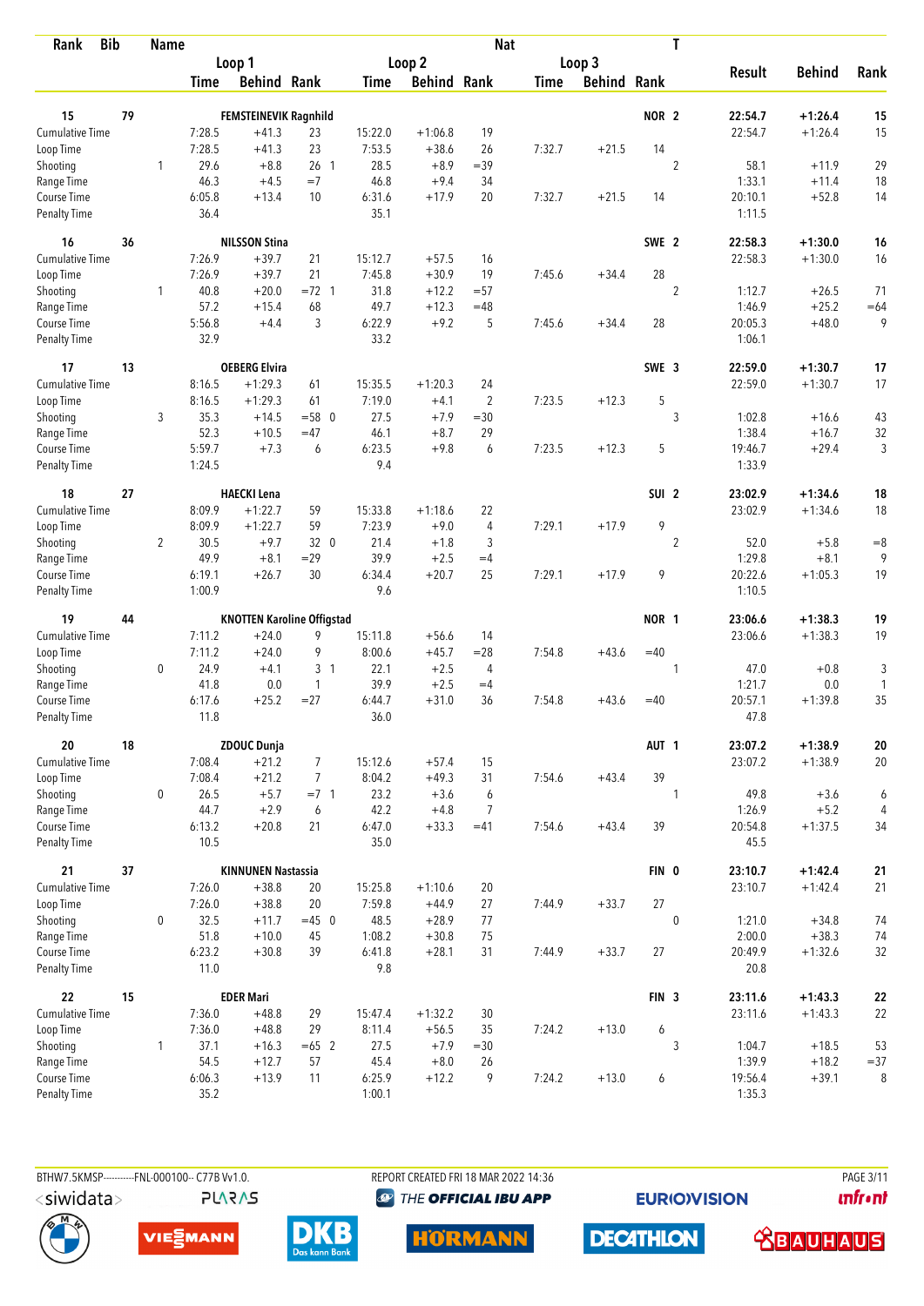| Rank | Bib | Name | | | | | | Nat | | | T | | | |
|---|---|---|---|---|---|---|---|---|---|---|---|---|---|---|
| | | | Loop 1 | | | Loop 2 | | | Loop 3 | | | Result | Behind | Rank |
| | | | Time | Behind | Rank | Time | Behind | Rank | Time | Behind | Rank | | | |
| **15** | **79** | **FEMSTEINEVIK Ragnhild** | | | | | | | | | **NOR 2** | **22:54.7** | **+1:26.4** | **15** |
| Cumulative Time | | | 7:28.5 | +41.3 | 23 | 15:22.0 | +1:06.8 | 19 | | | | 22:54.7 | +1:26.4 | 15 |
| Loop Time | | | 7:28.5 | +41.3 | 23 | 7:53.5 | +38.6 | 26 | 7:32.7 | +21.5 | 14 | | | |
| Shooting | | 1 | 29.6 | +8.8 | 26 1 | 28.5 | +8.9 | =39 | | | 2 | 58.1 | +11.9 | 29 |
| Range Time | | | 46.3 | +4.5 | =7 | 46.8 | +9.4 | 34 | | | | 1:33.1 | +11.4 | 18 |
| Course Time | | | 6:05.8 | +13.4 | 10 | 6:31.6 | +17.9 | 20 | 7:32.7 | +21.5 | 14 | 20:10.1 | +52.8 | 14 |
| Penalty Time | | | 36.4 | | | 35.1 | | | | | | 1:11.5 | | |
| **16** | **36** | **NILSSON Stina** | | | | | | | | | **SWE 2** | **22:58.3** | **+1:30.0** | **16** |
| Cumulative Time | | | 7:26.9 | +39.7 | 21 | 15:12.7 | +57.5 | 16 | | | | 22:58.3 | +1:30.0 | 16 |
| Loop Time | | | 7:26.9 | +39.7 | 21 | 7:45.8 | +30.9 | 19 | 7:45.6 | +34.4 | 28 | | | |
| Shooting | | 1 | 40.8 | +20.0 | =72 1 | 31.8 | +12.2 | =57 | | | 2 | 1:12.7 | +26.5 | 71 |
| Range Time | | | 57.2 | +15.4 | 68 | 49.7 | +12.3 | =48 | | | | 1:46.9 | +25.2 | =64 |
| Course Time | | | 5:56.8 | +4.4 | 3 | 6:22.9 | +9.2 | 5 | 7:45.6 | +34.4 | 28 | 20:05.3 | +48.0 | 9 |
| Penalty Time | | | 32.9 | | | 33.2 | | | | | | 1:06.1 | | |
| **17** | **13** | **OEBERG Elvira** | | | | | | | | | **SWE 3** | **22:59.0** | **+1:30.7** | **17** |
| Cumulative Time | | | 8:16.5 | +1:29.3 | 61 | 15:35.5 | +1:20.3 | 24 | | | | 22:59.0 | +1:30.7 | 17 |
| Loop Time | | | 8:16.5 | +1:29.3 | 61 | 7:19.0 | +4.1 | 2 | 7:23.5 | +12.3 | 5 | | | |
| Shooting | | 3 | 35.3 | +14.5 | =58 0 | 27.5 | +7.9 | =30 | | | 3 | 1:02.8 | +16.6 | 43 |
| Range Time | | | 52.3 | +10.5 | =47 | 46.1 | +8.7 | 29 | | | | 1:38.4 | +16.7 | 32 |
| Course Time | | | 5:59.7 | +7.3 | 6 | 6:23.5 | +9.8 | 6 | 7:23.5 | +12.3 | 5 | 19:46.7 | +29.4 | 3 |
| Penalty Time | | | 1:24.5 | | | 9.4 | | | | | | 1:33.9 | | |
| **18** | **27** | **HAECKI Lena** | | | | | | | | | **SUI 2** | **23:02.9** | **+1:34.6** | **18** |
| Cumulative Time | | | 8:09.9 | +1:22.7 | 59 | 15:33.8 | +1:18.6 | 22 | | | | 23:02.9 | +1:34.6 | 18 |
| Loop Time | | | 8:09.9 | +1:22.7 | 59 | 7:23.9 | +9.0 | 4 | 7:29.1 | +17.9 | 9 | | | |
| Shooting | | 2 | 30.5 | +9.7 | 32 0 | 21.4 | +1.8 | 3 | | | 2 | 52.0 | +5.8 | =8 |
| Range Time | | | 49.9 | +8.1 | =29 | 39.9 | +2.5 | =4 | | | | 1:29.8 | +8.1 | 9 |
| Course Time | | | 6:19.1 | +26.7 | 30 | 6:34.4 | +20.7 | 25 | 7:29.1 | +17.9 | 9 | 20:22.6 | +1:05.3 | 19 |
| Penalty Time | | | 1:00.9 | | | 9.6 | | | | | | 1:10.5 | | |
| **19** | **44** | **KNOTTEN Karoline Offigstad** | | | | | | | | | **NOR 1** | **23:06.6** | **+1:38.3** | **19** |
| Cumulative Time | | | 7:11.2 | +24.0 | 9 | 15:11.8 | +56.6 | 14 | | | | 23:06.6 | +1:38.3 | 19 |
| Loop Time | | | 7:11.2 | +24.0 | 9 | 8:00.6 | +45.7 | =28 | 7:54.8 | +43.6 | =40 | | | |
| Shooting | | 0 | 24.9 | +4.1 | 3 1 | 22.1 | +2.5 | 4 | | | 1 | 47.0 | +0.8 | 3 |
| Range Time | | | 41.8 | 0.0 | 1 | 39.9 | +2.5 | =4 | | | | 1:21.7 | 0.0 | 1 |
| Course Time | | | 6:17.6 | +25.2 | =27 | 6:44.7 | +31.0 | 36 | 7:54.8 | +43.6 | =40 | 20:57.1 | +1:39.8 | 35 |
| Penalty Time | | | 11.8 | | | 36.0 | | | | | | 47.8 | | |
| **20** | **18** | **ZDOUC Dunja** | | | | | | | | | **AUT 1** | **23:07.2** | **+1:38.9** | **20** |
| Cumulative Time | | | 7:08.4 | +21.2 | 7 | 15:12.6 | +57.4 | 15 | | | | 23:07.2 | +1:38.9 | 20 |
| Loop Time | | | 7:08.4 | +21.2 | 7 | 8:04.2 | +49.3 | 31 | 7:54.6 | +43.4 | 39 | | | |
| Shooting | | 0 | 26.5 | +5.7 | =7 1 | 23.2 | +3.6 | 6 | | | 1 | 49.8 | +3.6 | 6 |
| Range Time | | | 44.7 | +2.9 | 6 | 42.2 | +4.8 | 7 | | | | 1:26.9 | +5.2 | 4 |
| Course Time | | | 6:13.2 | +20.8 | 21 | 6:47.0 | +33.3 | =41 | 7:54.6 | +43.4 | 39 | 20:54.8 | +1:37.5 | 34 |
| Penalty Time | | | 10.5 | | | 35.0 | | | | | | 45.5 | | |
| **21** | **37** | **KINNUNEN Nastassia** | | | | | | | | | **FIN 0** | **23:10.7** | **+1:42.4** | **21** |
| Cumulative Time | | | 7:26.0 | +38.8 | 20 | 15:25.8 | +1:10.6 | 20 | | | | 23:10.7 | +1:42.4 | 21 |
| Loop Time | | | 7:26.0 | +38.8 | 20 | 7:59.8 | +44.9 | 27 | 7:44.9 | +33.7 | 27 | | | |
| Shooting | | 0 | 32.5 | +11.7 | =45 0 | 48.5 | +28.9 | 77 | | | 0 | 1:21.0 | +34.8 | 74 |
| Range Time | | | 51.8 | +10.0 | 45 | 1:08.2 | +30.8 | 75 | | | | 2:00.0 | +38.3 | 74 |
| Course Time | | | 6:23.2 | +30.8 | 39 | 6:41.8 | +28.1 | 31 | 7:44.9 | +33.7 | 27 | 20:49.9 | +1:32.6 | 32 |
| Penalty Time | | | 11.0 | | | 9.8 | | | | | | 20.8 | | |
| **22** | **15** | **EDER Mari** | | | | | | | | | **FIN 3** | **23:11.6** | **+1:43.3** | **22** |
| Cumulative Time | | | 7:36.0 | +48.8 | 29 | 15:47.4 | +1:32.2 | 30 | | | | 23:11.6 | +1:43.3 | 22 |
| Loop Time | | | 7:36.0 | +48.8 | 29 | 8:11.4 | +56.5 | 35 | 7:24.2 | +13.0 | 6 | | | |
| Shooting | | 1 | 37.1 | +16.3 | =65 2 | 27.5 | +7.9 | =30 | | | 3 | 1:04.7 | +18.5 | 53 |
| Range Time | | | 54.5 | +12.7 | 57 | 45.4 | +8.0 | 26 | | | | 1:39.9 | +18.2 | =37 |
| Course Time | | | 6:06.3 | +13.9 | 11 | 6:25.9 | +12.2 | 9 | 7:24.2 | +13.0 | 6 | 19:56.4 | +39.1 | 8 |
| Penalty Time | | | 35.2 | | | 1:00.1 | | | | | | 1:35.3 | | |

BTHW7.5KMSP----------FNL-000100-- C77B Vv1.0. REPORT CREATED FRI 18 MAR 2022 14:36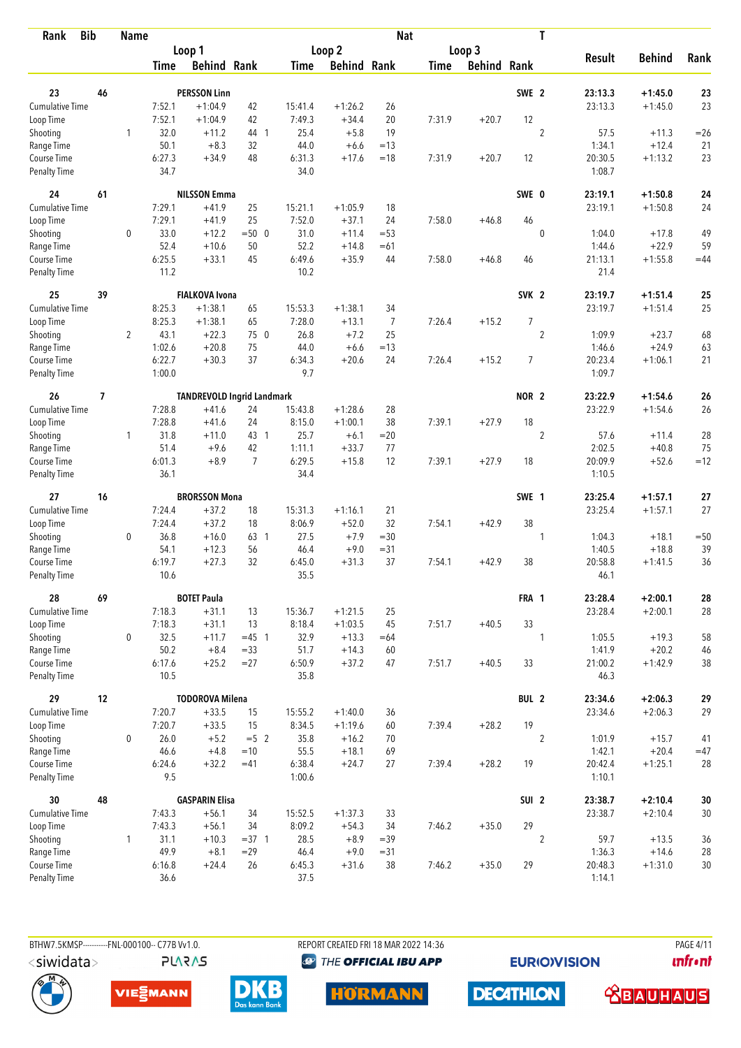| Rank | Bib | Name | | Loop 1 Time | Loop 1 Behind | Loop 1 Rank | | Loop 2 Time | Loop 2 Behind | Loop 2 Rank | Loop 3 Time | Loop 3 Behind | Loop 3 Rank | Nat | T | Result | Behind | Rank |
|---|---|---|---|---|---|---|---|---|---|---|---|---|---|---|---|---|---|---|
| 23 | 46 | PERSSON Linn | | | | | | | | | | | | SWE | 2 | 23:13.3 | +1:45.0 | 23 |
| Cumulative Time | | | | 7:52.1 | +1:04.9 | 42 | | 15:41.4 | +1:26.2 | 26 | | | | | | 23:13.3 | +1:45.0 | 23 |
| Loop Time | | | | 7:52.1 | +1:04.9 | 42 | | 7:49.3 | +34.4 | 20 | 7:31.9 | +20.7 | 12 | | | | | |
| Shooting | | | 1 | 32.0 | +11.2 | 44 | 1 | 25.4 | +5.8 | 19 | | | | | 2 | 57.5 | +11.3 | =26 |
| Range Time | | | | 50.1 | +8.3 | 32 | | 44.0 | +6.6 | =13 | | | | | | 1:34.1 | +12.4 | 21 |
| Course Time | | | | 6:27.3 | +34.9 | 48 | | 6:31.3 | +17.6 | =18 | 7:31.9 | +20.7 | 12 | | | 20:30.5 | +1:13.2 | 23 |
| Penalty Time | | | | 34.7 | | | | 34.0 | | | | | | | | 1:08.7 | | |
| 24 | 61 | NILSSON Emma | | | | | | | | | | | | SWE | 0 | 23:19.1 | +1:50.8 | 24 |
| Cumulative Time | | | | 7:29.1 | +41.9 | 25 | | 15:21.1 | +1:05.9 | 18 | | | | | | 23:19.1 | +1:50.8 | 24 |
| Loop Time | | | | 7:29.1 | +41.9 | 25 | | 7:52.0 | +37.1 | 24 | 7:58.0 | +46.8 | 46 | | | | | |
| Shooting | | | 0 | 33.0 | +12.2 | =50 | 0 | 31.0 | +11.4 | =53 | | | | | 0 | 1:04.0 | +17.8 | 49 |
| Range Time | | | | 52.4 | +10.6 | 50 | | 52.2 | +14.8 | =61 | | | | | | 1:44.6 | +22.9 | 59 |
| Course Time | | | | 6:25.5 | +33.1 | 45 | | 6:49.6 | +35.9 | 44 | 7:58.0 | +46.8 | 46 | | | 21:13.1 | +1:55.8 | =44 |
| Penalty Time | | | | 11.2 | | | | 10.2 | | | | | | | | 21.4 | | |
| 25 | 39 | FIALKOVA Ivona | | | | | | | | | | | | SVK | 2 | 23:19.7 | +1:51.4 | 25 |
| Cumulative Time | | | | 8:25.3 | +1:38.1 | 65 | | 15:53.3 | +1:38.1 | 34 | | | | | | 23:19.7 | +1:51.4 | 25 |
| Loop Time | | | | 8:25.3 | +1:38.1 | 65 | | 7:28.0 | +13.1 | 7 | 7:26.4 | +15.2 | 7 | | | | | |
| Shooting | | | 2 | 43.1 | +22.3 | 75 | 0 | 26.8 | +7.2 | 25 | | | | | 2 | 1:09.9 | +23.7 | 68 |
| Range Time | | | | 1:02.6 | +20.8 | 75 | | 44.0 | +6.6 | =13 | | | | | | 1:46.6 | +24.9 | 63 |
| Course Time | | | | 6:22.7 | +30.3 | 37 | | 6:34.3 | +20.6 | 24 | 7:26.4 | +15.2 | 7 | | | 20:23.4 | +1:06.1 | 21 |
| Penalty Time | | | | 1:00.0 | | | | 9.7 | | | | | | | | 1:09.7 | | |
| 26 | 7 | TANDREVOLD Ingrid Landmark | | | | | | | | | | | | NOR | 2 | 23:22.9 | +1:54.6 | 26 |
| Cumulative Time | | | | 7:28.8 | +41.6 | 24 | | 15:43.8 | +1:28.6 | 28 | | | | | | 23:22.9 | +1:54.6 | 26 |
| Loop Time | | | | 7:28.8 | +41.6 | 24 | | 8:15.0 | +1:00.1 | 38 | 7:39.1 | +27.9 | 18 | | | | | |
| Shooting | | | 1 | 31.8 | +11.0 | 43 | 1 | 25.7 | +6.1 | =20 | | | | | 2 | 57.6 | +11.4 | 28 |
| Range Time | | | | 51.4 | +9.6 | 42 | | 1:11.1 | +33.7 | 77 | | | | | | 2:02.5 | +40.8 | 75 |
| Course Time | | | | 6:01.3 | +8.9 | 7 | | 6:29.5 | +15.8 | 12 | 7:39.1 | +27.9 | 18 | | | 20:09.9 | +52.6 | =12 |
| Penalty Time | | | | 36.1 | | | | 34.4 | | | | | | | | 1:10.5 | | |
| 27 | 16 | BRORSSON Mona | | | | | | | | | | | | SWE | 1 | 23:25.4 | +1:57.1 | 27 |
| Cumulative Time | | | | 7:24.4 | +37.2 | 18 | | 15:31.3 | +1:16.1 | 21 | | | | | | 23:25.4 | +1:57.1 | 27 |
| Loop Time | | | | 7:24.4 | +37.2 | 18 | | 8:06.9 | +52.0 | 32 | 7:54.1 | +42.9 | 38 | | | | | |
| Shooting | | | 0 | 36.8 | +16.0 | 63 | 1 | 27.5 | +7.9 | =30 | | | | | 1 | 1:04.3 | +18.1 | =50 |
| Range Time | | | | 54.1 | +12.3 | 56 | | 46.4 | +9.0 | =31 | | | | | | 1:40.5 | +18.8 | 39 |
| Course Time | | | | 6:19.7 | +27.3 | 32 | | 6:45.0 | +31.3 | 37 | 7:54.1 | +42.9 | 38 | | | 20:58.8 | +1:41.5 | 36 |
| Penalty Time | | | | 10.6 | | | | 35.5 | | | | | | | | 46.1 | | |
| 28 | 69 | BOTET Paula | | | | | | | | | | | | FRA | 1 | 23:28.4 | +2:00.1 | 28 |
| Cumulative Time | | | | 7:18.3 | +31.1 | 13 | | 15:36.7 | +1:21.5 | 25 | | | | | | 23:28.4 | +2:00.1 | 28 |
| Loop Time | | | | 7:18.3 | +31.1 | 13 | | 8:18.4 | +1:03.5 | 45 | 7:51.7 | +40.5 | 33 | | | | | |
| Shooting | | | 0 | 32.5 | +11.7 | =45 | 1 | 32.9 | +13.3 | =64 | | | | | 1 | 1:05.5 | +19.3 | 58 |
| Range Time | | | | 50.2 | +8.4 | =33 | | 51.7 | +14.3 | 60 | | | | | | 1:41.9 | +20.2 | 46 |
| Course Time | | | | 6:17.6 | +25.2 | =27 | | 6:50.9 | +37.2 | 47 | 7:51.7 | +40.5 | 33 | | | 21:00.2 | +1:42.9 | 38 |
| Penalty Time | | | | 10.5 | | | | 35.8 | | | | | | | | 46.3 | | |
| 29 | 12 | TODOROVA Milena | | | | | | | | | | | | BUL | 2 | 23:34.6 | +2:06.3 | 29 |
| Cumulative Time | | | | 7:20.7 | +33.5 | 15 | | 15:55.2 | +1:40.0 | 36 | | | | | | 23:34.6 | +2:06.3 | 29 |
| Loop Time | | | | 7:20.7 | +33.5 | 15 | | 8:34.5 | +1:19.6 | 60 | 7:39.4 | +28.2 | 19 | | | | | |
| Shooting | | | 0 | 26.0 | +5.2 | =5 | 2 | 35.8 | +16.2 | 70 | | | | | 2 | 1:01.9 | +15.7 | 41 |
| Range Time | | | | 46.6 | +4.8 | =10 | | 55.5 | +18.1 | 69 | | | | | | 1:42.1 | +20.4 | =47 |
| Course Time | | | | 6:24.6 | +32.2 | =41 | | 6:38.4 | +24.7 | 27 | 7:39.4 | +28.2 | 19 | | | 20:42.4 | +1:25.1 | 28 |
| Penalty Time | | | | 9.5 | | | | 1:00.6 | | | | | | | | 1:10.1 | | |
| 30 | 48 | GASPARIN Elisa | | | | | | | | | | | | SUI | 2 | 23:38.7 | +2:10.4 | 30 |
| Cumulative Time | | | | 7:43.3 | +56.1 | 34 | | 15:52.5 | +1:37.3 | 33 | | | | | | 23:38.7 | +2:10.4 | 30 |
| Loop Time | | | | 7:43.3 | +56.1 | 34 | | 8:09.2 | +54.3 | 34 | 7:46.2 | +35.0 | 29 | | | | | |
| Shooting | | | 1 | 31.1 | +10.3 | =37 | 1 | 28.5 | +8.9 | =39 | | | | | 2 | 59.7 | +13.5 | 36 |
| Range Time | | | | 49.9 | +8.1 | =29 | | 46.4 | +9.0 | =31 | | | | | | 1:36.3 | +14.6 | 28 |
| Course Time | | | | 6:16.8 | +24.4 | 26 | | 6:45.3 | +31.6 | 38 | 7:46.2 | +35.0 | 29 | | | 20:48.3 | +1:31.0 | 30 |
| Penalty Time | | | | 36.6 | | | | 37.5 | | | | | | | | 1:14.1 | | |

BTHW7.5KMSP----------FNL-000100-- C77B Vv1.0. REPORT CREATED FRI 18 MAR 2022 14:36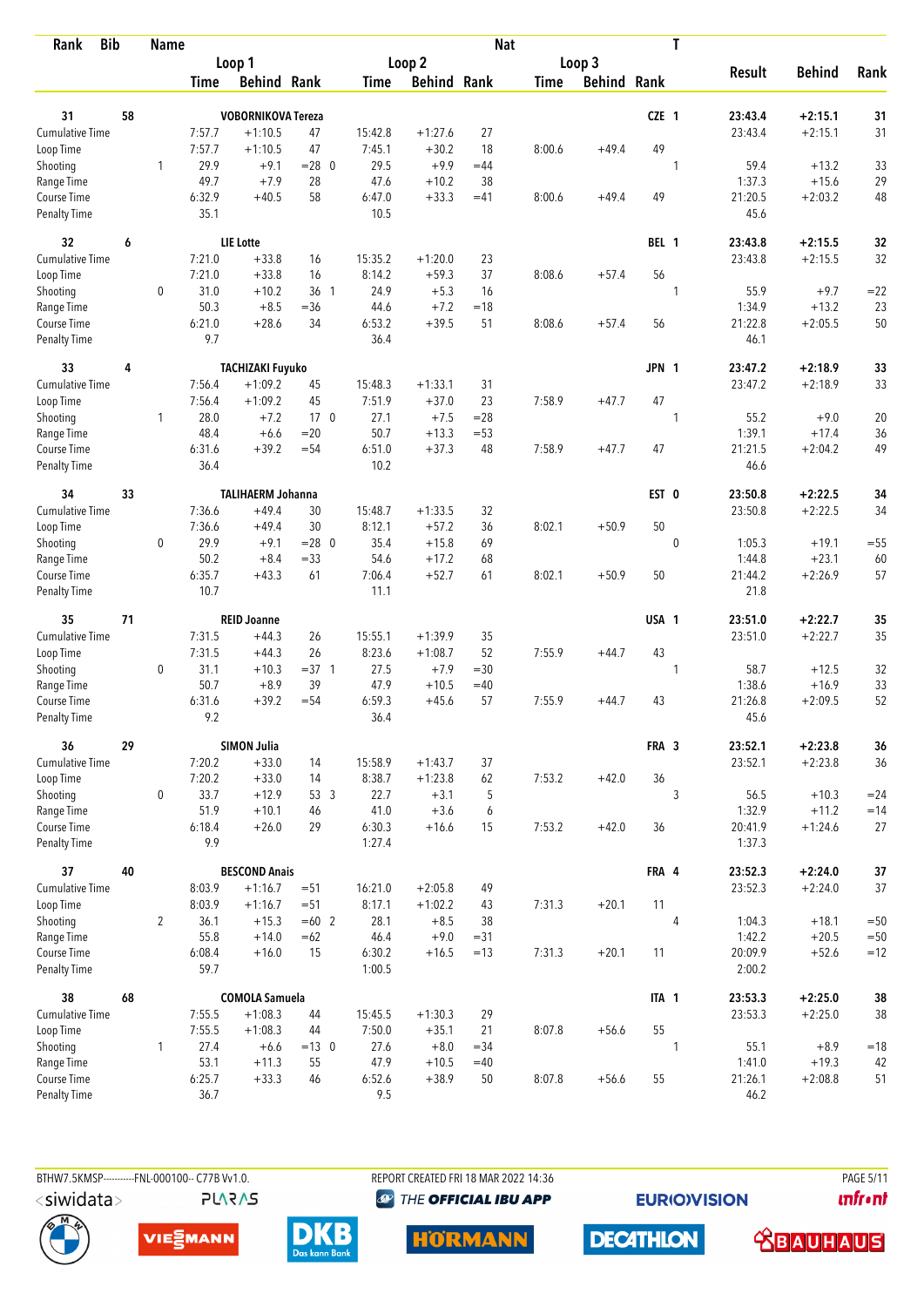| Rank | Bib | Name | | | | | | Nat | | | T | | |
|---|---|---|---|---|---|---|---|---|---|---|---|---|---|
| | | Loop 1 | | | Loop 2 | | | Loop 3 | | | Result | Behind | Rank |
| | | Time | Behind | Rank | Time | Behind | Rank | Time | Behind | Rank | | | |
| 31 | 58 | VOBORNIKOVA Tereza | | | | | | | | CZE 1 | 23:43.4 | +2:15.1 | 31 |
| Cumulative Time | | 7:57.7 | +1:10.5 | 47 | 15:42.8 | +1:27.6 | 27 | | | | 23:43.4 | +2:15.1 | 31 |
| Loop Time | | 7:57.7 | +1:10.5 | 47 | 7:45.1 | +30.2 | 18 | 8:00.6 | +49.4 | 49 | | | |
| Shooting | 1 | 29.9 | +9.1 | =28 0 | 29.5 | +9.9 | =44 | | | 1 | 59.4 | +13.2 | 33 |
| Range Time | | 49.7 | +7.9 | 28 | 47.6 | +10.2 | 38 | | | | 1:37.3 | +15.6 | 29 |
| Course Time | | 6:32.9 | +40.5 | 58 | 6:47.0 | +33.3 | =41 | 8:00.6 | +49.4 | 49 | 21:20.5 | +2:03.2 | 48 |
| Penalty Time | | 35.1 | | | 10.5 | | | | | | 45.6 | | |
| 32 | 6 | LIE Lotte | | | | | | | | BEL 1 | 23:43.8 | +2:15.5 | 32 |
| Cumulative Time | | 7:21.0 | +33.8 | 16 | 15:35.2 | +1:20.0 | 23 | | | | 23:43.8 | +2:15.5 | 32 |
| Loop Time | | 7:21.0 | +33.8 | 16 | 8:14.2 | +59.3 | 37 | 8:08.6 | +57.4 | 56 | | | |
| Shooting | 0 | 31.0 | +10.2 | 36 1 | 24.9 | +5.3 | 16 | | | 1 | 55.9 | +9.7 | =22 |
| Range Time | | 50.3 | +8.5 | =36 | 44.6 | +7.2 | =18 | | | | 1:34.9 | +13.2 | 23 |
| Course Time | | 6:21.0 | +28.6 | 34 | 6:53.2 | +39.5 | 51 | 8:08.6 | +57.4 | 56 | 21:22.8 | +2:05.5 | 50 |
| Penalty Time | | 9.7 | | | 36.4 | | | | | | 46.1 | | |
| 33 | 4 | TACHIZAKI Fuyuko | | | | | | | | JPN 1 | 23:47.2 | +2:18.9 | 33 |
| Cumulative Time | | 7:56.4 | +1:09.2 | 45 | 15:48.3 | +1:33.1 | 31 | | | | 23:47.2 | +2:18.9 | 33 |
| Loop Time | | 7:56.4 | +1:09.2 | 45 | 7:51.9 | +37.0 | 23 | 7:58.9 | +47.7 | 47 | | | |
| Shooting | 1 | 28.0 | +7.2 | 17 0 | 27.1 | +7.5 | =28 | | | 1 | 55.2 | +9.0 | 20 |
| Range Time | | 48.4 | +6.6 | =20 | 50.7 | +13.3 | =53 | | | | 1:39.1 | +17.4 | 36 |
| Course Time | | 6:31.6 | +39.2 | =54 | 6:51.0 | +37.3 | 48 | 7:58.9 | +47.7 | 47 | 21:21.5 | +2:04.2 | 49 |
| Penalty Time | | 36.4 | | | 10.2 | | | | | | 46.6 | | |
| 34 | 33 | TALIHAERM Johanna | | | | | | | | EST 0 | 23:50.8 | +2:22.5 | 34 |
| Cumulative Time | | 7:36.6 | +49.4 | 30 | 15:48.7 | +1:33.5 | 32 | | | | 23:50.8 | +2:22.5 | 34 |
| Loop Time | | 7:36.6 | +49.4 | 30 | 8:12.1 | +57.2 | 36 | 8:02.1 | +50.9 | 50 | | | |
| Shooting | 0 | 29.9 | +9.1 | =28 0 | 35.4 | +15.8 | 69 | | | 0 | 1:05.3 | +19.1 | =55 |
| Range Time | | 50.2 | +8.4 | =33 | 54.6 | +17.2 | 68 | | | | 1:44.8 | +23.1 | 60 |
| Course Time | | 6:35.7 | +43.3 | 61 | 7:06.4 | +52.7 | 61 | 8:02.1 | +50.9 | 50 | 21:44.2 | +2:26.9 | 57 |
| Penalty Time | | 10.7 | | | 11.1 | | | | | | 21.8 | | |
| 35 | 71 | REID Joanne | | | | | | | | USA 1 | 23:51.0 | +2:22.7 | 35 |
| Cumulative Time | | 7:31.5 | +44.3 | 26 | 15:55.1 | +1:39.9 | 35 | | | | 23:51.0 | +2:22.7 | 35 |
| Loop Time | | 7:31.5 | +44.3 | 26 | 8:23.6 | +1:08.7 | 52 | 7:55.9 | +44.7 | 43 | | | |
| Shooting | 0 | 31.1 | +10.3 | =37 1 | 27.5 | +7.9 | =30 | | | 1 | 58.7 | +12.5 | 32 |
| Range Time | | 50.7 | +8.9 | 39 | 47.9 | +10.5 | =40 | | | | 1:38.6 | +16.9 | 33 |
| Course Time | | 6:31.6 | +39.2 | =54 | 6:59.3 | +45.6 | 57 | 7:55.9 | +44.7 | 43 | 21:26.8 | +2:09.5 | 52 |
| Penalty Time | | 9.2 | | | 36.4 | | | | | | 45.6 | | |
| 36 | 29 | SIMON Julia | | | | | | | | FRA 3 | 23:52.1 | +2:23.8 | 36 |
| Cumulative Time | | 7:20.2 | +33.0 | 14 | 15:58.9 | +1:43.7 | 37 | | | | 23:52.1 | +2:23.8 | 36 |
| Loop Time | | 7:20.2 | +33.0 | 14 | 8:38.7 | +1:23.8 | 62 | 7:53.2 | +42.0 | 36 | | | |
| Shooting | 0 | 33.7 | +12.9 | 53 3 | 22.7 | +3.1 | 5 | | | 3 | 56.5 | +10.3 | =24 |
| Range Time | | 51.9 | +10.1 | 46 | 41.0 | +3.6 | 6 | | | | 1:32.9 | +11.2 | =14 |
| Course Time | | 6:18.4 | +26.0 | 29 | 6:30.3 | +16.6 | 15 | 7:53.2 | +42.0 | 36 | 20:41.9 | +1:24.6 | 27 |
| Penalty Time | | 9.9 | | | 1:27.4 | | | | | | 1:37.3 | | |
| 37 | 40 | BESCOND Anais | | | | | | | | FRA 4 | 23:52.3 | +2:24.0 | 37 |
| Cumulative Time | | 8:03.9 | +1:16.7 | =51 | 16:21.0 | +2:05.8 | 49 | | | | 23:52.3 | +2:24.0 | 37 |
| Loop Time | | 8:03.9 | +1:16.7 | =51 | 8:17.1 | +1:02.2 | 43 | 7:31.3 | +20.1 | 11 | | | |
| Shooting | 2 | 36.1 | +15.3 | =60 2 | 28.1 | +8.5 | 38 | | | 4 | 1:04.3 | +18.1 | =50 |
| Range Time | | 55.8 | +14.0 | =62 | 46.4 | +9.0 | =31 | | | | 1:42.2 | +20.5 | =50 |
| Course Time | | 6:08.4 | +16.0 | 15 | 6:30.2 | +16.5 | =13 | 7:31.3 | +20.1 | 11 | 20:09.9 | +52.6 | =12 |
| Penalty Time | | 59.7 | | | 1:00.5 | | | | | | 2:00.2 | | |
| 38 | 68 | COMOLA Samuela | | | | | | | | ITA 1 | 23:53.3 | +2:25.0 | 38 |
| Cumulative Time | | 7:55.5 | +1:08.3 | 44 | 15:45.5 | +1:30.3 | 29 | | | | 23:53.3 | +2:25.0 | 38 |
| Loop Time | | 7:55.5 | +1:08.3 | 44 | 7:50.0 | +35.1 | 21 | 8:07.8 | +56.6 | 55 | | | |
| Shooting | 1 | 27.4 | +6.6 | =13 0 | 27.6 | +8.0 | =34 | | | 1 | 55.1 | +8.9 | =18 |
| Range Time | | 53.1 | +11.3 | 55 | 47.9 | +10.5 | =40 | | | | 1:41.0 | +19.3 | 42 |
| Course Time | | 6:25.7 | +33.3 | 46 | 6:52.6 | +38.9 | 50 | 8:07.8 | +56.6 | 55 | 21:26.1 | +2:08.8 | 51 |
| Penalty Time | | 36.7 | | | 9.5 | | | | | | 46.2 | | |

BTHW7.5KMSP----------FNL-000100-- C77B Vv1.0. REPORT CREATED FRI 18 MAR 2022 14:36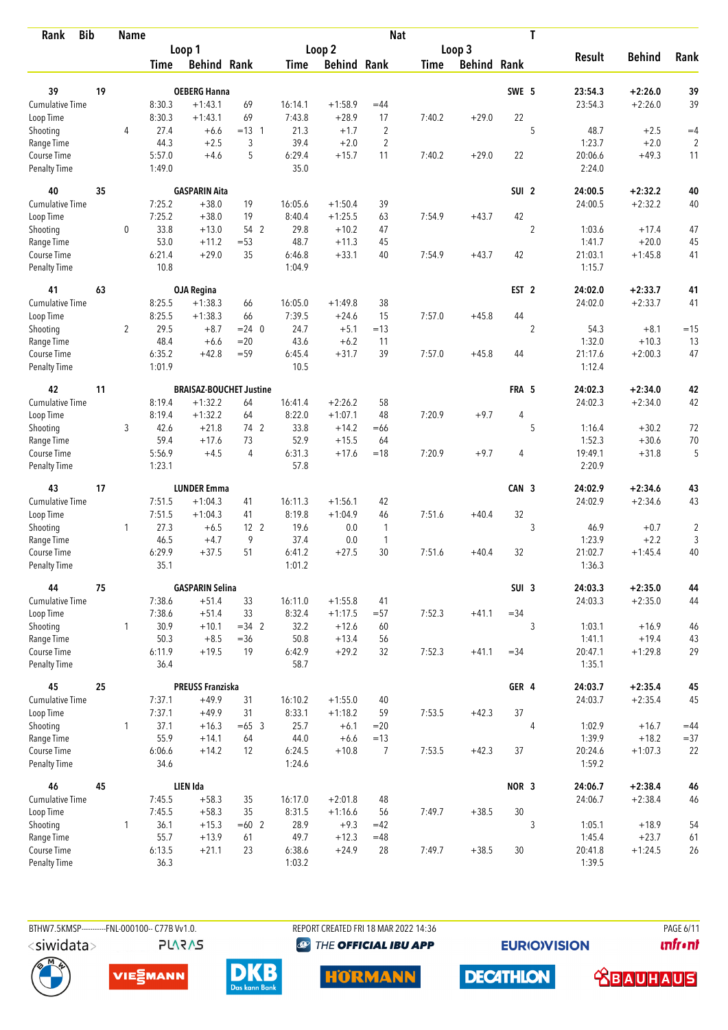| Rank | Bib | Name | | | | | | | Nat | | | T | | | |
|---|---|---|---|---|---|---|---|---|---|---|---|---|---|---|---|
| | | | Loop 1 | | | Loop 2 | | | Loop 3 | | | | Result | Behind | Rank |
| | | | Time | Behind | Rank | Time | Behind | Rank | Time | Behind | Rank | | | | |
| 39 | 19 | OEBERG Hanna | | | | | | | | | SWE | 5 | 23:54.3 | +2:26.0 | 39 |
| Cumulative Time | | | 8:30.3 | +1:43.1 | 69 | 16:14.1 | +1:58.9 | =44 | | | | | 23:54.3 | +2:26.0 | 39 |
| Loop Time | | | 8:30.3 | +1:43.1 | 69 | 7:43.8 | +28.9 | 17 | 7:40.2 | +29.0 | 22 | | | | |
| Shooting | | 4 | 27.4 | +6.6 | =13 1 | 21.3 | +1.7 | 2 | | | | 5 | 48.7 | +2.5 | =4 |
| Range Time | | | 44.3 | +2.5 | 3 | 39.4 | +2.0 | 2 | | | | | 1:23.7 | +2.0 | 2 |
| Course Time | | | 5:57.0 | +4.6 | 5 | 6:29.4 | +15.7 | 11 | 7:40.2 | +29.0 | 22 | | 20:06.6 | +49.3 | 11 |
| Penalty Time | | | 1:49.0 | | | 35.0 | | | | | | | 2:24.0 | | |
| 40 | 35 | GASPARIN Aita | | | | | | | | | SUI | 2 | 24:00.5 | +2:32.2 | 40 |
| Cumulative Time | | | 7:25.2 | +38.0 | 19 | 16:05.6 | +1:50.4 | 39 | | | | | 24:00.5 | +2:32.2 | 40 |
| Loop Time | | | 7:25.2 | +38.0 | 19 | 8:40.4 | +1:25.5 | 63 | 7:54.9 | +43.7 | 42 | | | | |
| Shooting | | 0 | 33.8 | +13.0 | 54 2 | 29.8 | +10.2 | 47 | | | | 2 | 1:03.6 | +17.4 | 47 |
| Range Time | | | 53.0 | +11.2 | =53 | 48.7 | +11.3 | 45 | | | | | 1:41.7 | +20.0 | 45 |
| Course Time | | | 6:21.4 | +29.0 | 35 | 6:46.8 | +33.1 | 40 | 7:54.9 | +43.7 | 42 | | 21:03.1 | +1:45.8 | 41 |
| Penalty Time | | | 10.8 | | | 1:04.9 | | | | | | | 1:15.7 | | |
| 41 | 63 | OJA Regina | | | | | | | | | EST | 2 | 24:02.0 | +2:33.7 | 41 |
| Cumulative Time | | | 8:25.5 | +1:38.3 | 66 | 16:05.0 | +1:49.8 | 38 | | | | | 24:02.0 | +2:33.7 | 41 |
| Loop Time | | | 8:25.5 | +1:38.3 | 66 | 7:39.5 | +24.6 | 15 | 7:57.0 | +45.8 | 44 | | | | |
| Shooting | | 2 | 29.5 | +8.7 | =24 0 | 24.7 | +5.1 | =13 | | | | 2 | 54.3 | +8.1 | =15 |
| Range Time | | | 48.4 | +6.6 | =20 | 43.6 | +6.2 | 11 | | | | | 1:32.0 | +10.3 | 13 |
| Course Time | | | 6:35.2 | +42.8 | =59 | 6:45.4 | +31.7 | 39 | 7:57.0 | +45.8 | 44 | | 21:17.6 | +2:00.3 | 47 |
| Penalty Time | | | 1:01.9 | | | 10.5 | | | | | | | 1:12.4 | | |
| 42 | 11 | BRAISAZ-BOUCHET Justine | | | | | | | | | FRA | 5 | 24:02.3 | +2:34.0 | 42 |
| Cumulative Time | | | 8:19.4 | +1:32.2 | 64 | 16:41.4 | +2:26.2 | 58 | | | | | 24:02.3 | +2:34.0 | 42 |
| Loop Time | | | 8:19.4 | +1:32.2 | 64 | 8:22.0 | +1:07.1 | 48 | 7:20.9 | +9.7 | 4 | | | | |
| Shooting | | 3 | 42.6 | +21.8 | 74 2 | 33.8 | +14.2 | =66 | | | | 5 | 1:16.4 | +30.2 | 72 |
| Range Time | | | 59.4 | +17.6 | 73 | 52.9 | +15.5 | 64 | | | | | 1:52.3 | +30.6 | 70 |
| Course Time | | | 5:56.9 | +4.5 | 4 | 6:31.3 | +17.6 | =18 | 7:20.9 | +9.7 | 4 | | 19:49.1 | +31.8 | 5 |
| Penalty Time | | | 1:23.1 | | | 57.8 | | | | | | | 2:20.9 | | |
| 43 | 17 | LUNDER Emma | | | | | | | | | CAN | 3 | 24:02.9 | +2:34.6 | 43 |
| Cumulative Time | | | 7:51.5 | +1:04.3 | 41 | 16:11.3 | +1:56.1 | 42 | | | | | 24:02.9 | +2:34.6 | 43 |
| Loop Time | | | 7:51.5 | +1:04.3 | 41 | 8:19.8 | +1:04.9 | 46 | 7:51.6 | +40.4 | 32 | | | | |
| Shooting | | 1 | 27.3 | +6.5 | 12 2 | 19.6 | 0.0 | 1 | | | | 3 | 46.9 | +0.7 | 2 |
| Range Time | | | 46.5 | +4.7 | 9 | 37.4 | 0.0 | 1 | | | | | 1:23.9 | +2.2 | 3 |
| Course Time | | | 6:29.9 | +37.5 | 51 | 6:41.2 | +27.5 | 30 | 7:51.6 | +40.4 | 32 | | 21:02.7 | +1:45.4 | 40 |
| Penalty Time | | | 35.1 | | | 1:01.2 | | | | | | | 1:36.3 | | |
| 44 | 75 | GASPARIN Selina | | | | | | | | | SUI | 3 | 24:03.3 | +2:35.0 | 44 |
| Cumulative Time | | | 7:38.6 | +51.4 | 33 | 16:11.0 | +1:55.8 | 41 | | | | | 24:03.3 | +2:35.0 | 44 |
| Loop Time | | | 7:38.6 | +51.4 | 33 | 8:32.4 | +1:17.5 | =57 | 7:52.3 | +41.1 | =34 | | | | |
| Shooting | | 1 | 30.9 | +10.1 | =34 2 | 32.2 | +12.6 | 60 | | | | 3 | 1:03.1 | +16.9 | 46 |
| Range Time | | | 50.3 | +8.5 | =36 | 50.8 | +13.4 | 56 | | | | | 1:41.1 | +19.4 | 43 |
| Course Time | | | 6:11.9 | +19.5 | 19 | 6:42.9 | +29.2 | 32 | 7:52.3 | +41.1 | =34 | | 20:47.1 | +1:29.8 | 29 |
| Penalty Time | | | 36.4 | | | 58.7 | | | | | | | 1:35.1 | | |
| 45 | 25 | PREUSS Franziska | | | | | | | | | GER | 4 | 24:03.7 | +2:35.4 | 45 |
| Cumulative Time | | | 7:37.1 | +49.9 | 31 | 16:10.2 | +1:55.0 | 40 | | | | | 24:03.7 | +2:35.4 | 45 |
| Loop Time | | | 7:37.1 | +49.9 | 31 | 8:33.1 | +1:18.2 | 59 | 7:53.5 | +42.3 | 37 | | | | |
| Shooting | | 1 | 37.1 | +16.3 | =65 3 | 25.7 | +6.1 | =20 | | | | 4 | 1:02.9 | +16.7 | =44 |
| Range Time | | | 55.9 | +14.1 | 64 | 44.0 | +6.6 | =13 | | | | | 1:39.9 | +18.2 | =37 |
| Course Time | | | 6:06.6 | +14.2 | 12 | 6:24.5 | +10.8 | 7 | 7:53.5 | +42.3 | 37 | | 20:24.6 | +1:07.3 | 22 |
| Penalty Time | | | 34.6 | | | 1:24.6 | | | | | | | 1:59.2 | | |
| 46 | 45 | LIEN Ida | | | | | | | | | NOR | 3 | 24:06.7 | +2:38.4 | 46 |
| Cumulative Time | | | 7:45.5 | +58.3 | 35 | 16:17.0 | +2:01.8 | 48 | | | | | 24:06.7 | +2:38.4 | 46 |
| Loop Time | | | 7:45.5 | +58.3 | 35 | 8:31.5 | +1:16.6 | 56 | 7:49.7 | +38.5 | 30 | | | | |
| Shooting | | 1 | 36.1 | +15.3 | =60 2 | 28.9 | +9.3 | =42 | | | | 3 | 1:05.1 | +18.9 | 54 |
| Range Time | | | 55.7 | +13.9 | 61 | 49.7 | +12.3 | =48 | | | | | 1:45.4 | +23.7 | 61 |
| Course Time | | | 6:13.5 | +21.1 | 23 | 6:38.6 | +24.9 | 28 | 7:49.7 | +38.5 | 30 | | 20:41.8 | +1:24.5 | 26 |
| Penalty Time | | | 36.3 | | | 1:03.2 | | | | | | | 1:39.5 | | |

BTHW7.5KMSP----------FNL-000100-- C77B Vv1.0. REPORT CREATED FRI 18 MAR 2022 14:36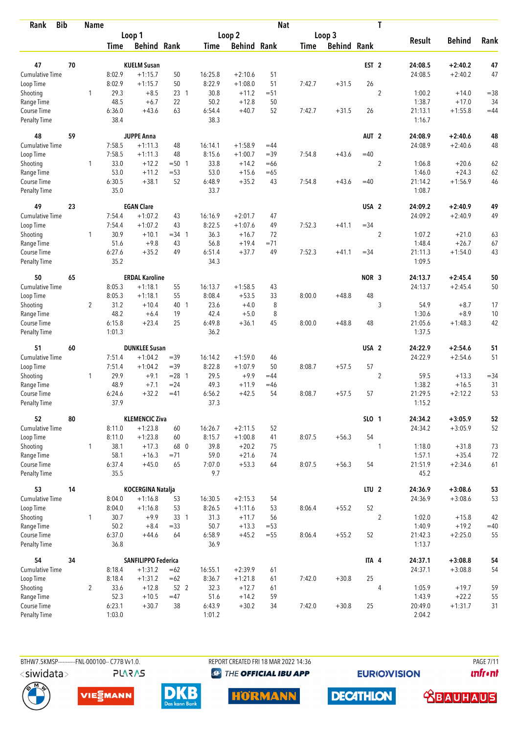| Rank | Bib | Name | | | | | | | | | Nat | T | Result | Behind | Rank |
|---|---|---|---|---|---|---|---|---|---|---|---|---|---|---|---|
| | | | Loop 1 | | | Loop 2 | | | Loop 3 | | | | | | |
| | | | Time | Behind | Rank | Time | Behind | Rank | Time | Behind | Rank | | | | |
| **47** | **70** | **KUELM Susan** | | | | | | | | | **EST** | **2** | **24:08.5** | **+2:40.2** | **47** |
| Cumulative Time | | | 8:02.9 | +1:15.7 | 50 | 16:25.8 | +2:10.6 | 51 | | | | | 24:08.5 | +2:40.2 | 47 |
| Loop Time | | | 8:02.9 | +1:15.7 | 50 | 8:22.9 | +1:08.0 | 51 | 7:42.7 | +31.5 | 26 | | | | |
| Shooting | | 1 | 29.3 | +8.5 | 23 1 | 30.8 | +11.2 | =51 | | | | 2 | 1:00.2 | +14.0 | =38 |
| Range Time | | | 48.5 | +6.7 | 22 | 50.2 | +12.8 | 50 | | | | | 1:38.7 | +17.0 | 34 |
| Course Time | | | 6:36.0 | +43.6 | 63 | 6:54.4 | +40.7 | 52 | 7:42.7 | +31.5 | 26 | | 21:13.1 | +1:55.8 | =44 |
| Penalty Time | | | 38.4 | | | 38.3 | | | | | | | 1:16.7 | | |
| **48** | **59** | **JUPPE Anna** | | | | | | | | | **AUT** | **2** | **24:08.9** | **+2:40.6** | **48** |
| Cumulative Time | | | 7:58.5 | +1:11.3 | 48 | 16:14.1 | +1:58.9 | =44 | | | | | 24:08.9 | +2:40.6 | 48 |
| Loop Time | | | 7:58.5 | +1:11.3 | 48 | 8:15.6 | +1:00.7 | =39 | 7:54.8 | +43.6 | =40 | | | | |
| Shooting | | 1 | 33.0 | +12.2 | =50 1 | 33.8 | +14.2 | =66 | | | | 2 | 1:06.8 | +20.6 | 62 |
| Range Time | | | 53.0 | +11.2 | =53 | 53.0 | +15.6 | =65 | | | | | 1:46.0 | +24.3 | 62 |
| Course Time | | | 6:30.5 | +38.1 | 52 | 6:48.9 | +35.2 | 43 | 7:54.8 | +43.6 | =40 | | 21:14.2 | +1:56.9 | 46 |
| Penalty Time | | | 35.0 | | | 33.7 | | | | | | | 1:08.7 | | |
| **49** | **23** | **EGAN Clare** | | | | | | | | | **USA** | **2** | **24:09.2** | **+2:40.9** | **49** |
| Cumulative Time | | | 7:54.4 | +1:07.2 | 43 | 16:16.9 | +2:01.7 | 47 | | | | | 24:09.2 | +2:40.9 | 49 |
| Loop Time | | | 7:54.4 | +1:07.2 | 43 | 8:22.5 | +1:07.6 | 49 | 7:52.3 | +41.1 | =34 | | | | |
| Shooting | | 1 | 30.9 | +10.1 | =34 1 | 36.3 | +16.7 | 72 | | | | 2 | 1:07.2 | +21.0 | 63 |
| Range Time | | | 51.6 | +9.8 | 43 | 56.8 | +19.4 | =71 | | | | | 1:48.4 | +26.7 | 67 |
| Course Time | | | 6:27.6 | +35.2 | 49 | 6:51.4 | +37.7 | 49 | 7:52.3 | +41.1 | =34 | | 21:11.3 | +1:54.0 | 43 |
| Penalty Time | | | 35.2 | | | 34.3 | | | | | | | 1:09.5 | | |
| **50** | **65** | **ERDAL Karoline** | | | | | | | | | **NOR** | **3** | **24:13.7** | **+2:45.4** | **50** |
| Cumulative Time | | | 8:05.3 | +1:18.1 | 55 | 16:13.7 | +1:58.5 | 43 | | | | | 24:13.7 | +2:45.4 | 50 |
| Loop Time | | | 8:05.3 | +1:18.1 | 55 | 8:08.4 | +53.5 | 33 | 8:00.0 | +48.8 | 48 | | | | |
| Shooting | | 2 | 31.2 | +10.4 | 40 1 | 23.6 | +4.0 | 8 | | | | 3 | 54.9 | +8.7 | 17 |
| Range Time | | | 48.2 | +6.4 | 19 | 42.4 | +5.0 | 8 | | | | | 1:30.6 | +8.9 | 10 |
| Course Time | | | 6:15.8 | +23.4 | 25 | 6:49.8 | +36.1 | 45 | 8:00.0 | +48.8 | 48 | | 21:05.6 | +1:48.3 | 42 |
| Penalty Time | | | 1:01.3 | | | 36.2 | | | | | | | 1:37.5 | | |
| **51** | **60** | **DUNKLEE Susan** | | | | | | | | | **USA** | **2** | **24:22.9** | **+2:54.6** | **51** |
| Cumulative Time | | | 7:51.4 | +1:04.2 | =39 | 16:14.2 | +1:59.0 | 46 | | | | | 24:22.9 | +2:54.6 | 51 |
| Loop Time | | | 7:51.4 | +1:04.2 | =39 | 8:22.8 | +1:07.9 | 50 | 8:08.7 | +57.5 | 57 | | | | |
| Shooting | | 1 | 29.9 | +9.1 | =28 1 | 29.5 | +9.9 | =44 | | | | 2 | 59.5 | +13.3 | =34 |
| Range Time | | | 48.9 | +7.1 | =24 | 49.3 | +11.9 | =46 | | | | | 1:38.2 | +16.5 | 31 |
| Course Time | | | 6:24.6 | +32.2 | =41 | 6:56.2 | +42.5 | 54 | 8:08.7 | +57.5 | 57 | | 21:29.5 | +2:12.2 | 53 |
| Penalty Time | | | 37.9 | | | 37.3 | | | | | | | 1:15.2 | | |
| **52** | **80** | **KLEMENCIC Ziva** | | | | | | | | | **SLO** | **1** | **24:34.2** | **+3:05.9** | **52** |
| Cumulative Time | | | 8:11.0 | +1:23.8 | 60 | 16:26.7 | +2:11.5 | 52 | | | | | 24:34.2 | +3:05.9 | 52 |
| Loop Time | | | 8:11.0 | +1:23.8 | 60 | 8:15.7 | +1:00.8 | 41 | 8:07.5 | +56.3 | 54 | | | | |
| Shooting | | 1 | 38.1 | +17.3 | 68 0 | 39.8 | +20.2 | 75 | | | | 1 | 1:18.0 | +31.8 | 73 |
| Range Time | | | 58.1 | +16.3 | =71 | 59.0 | +21.6 | 74 | | | | | 1:57.1 | +35.4 | 72 |
| Course Time | | | 6:37.4 | +45.0 | 65 | 7:07.0 | +53.3 | 64 | 8:07.5 | +56.3 | 54 | | 21:51.9 | +2:34.6 | 61 |
| Penalty Time | | | 35.5 | | | 9.7 | | | | | | | 45.2 | | |
| **53** | **14** | **KOCERGINA Natalja** | | | | | | | | | **LTU** | **2** | **24:36.9** | **+3:08.6** | **53** |
| Cumulative Time | | | 8:04.0 | +1:16.8 | 53 | 16:30.5 | +2:15.3 | 54 | | | | | 24:36.9 | +3:08.6 | 53 |
| Loop Time | | | 8:04.0 | +1:16.8 | 53 | 8:26.5 | +1:11.6 | 53 | 8:06.4 | +55.2 | 52 | | | | |
| Shooting | | 1 | 30.7 | +9.9 | 33 1 | 31.3 | +11.7 | 56 | | | | 2 | 1:02.0 | +15.8 | 42 |
| Range Time | | | 50.2 | +8.4 | =33 | 50.7 | +13.3 | =53 | | | | | 1:40.9 | +19.2 | =40 |
| Course Time | | | 6:37.0 | +44.6 | 64 | 6:58.9 | +45.2 | =55 | 8:06.4 | +55.2 | 52 | | 21:42.3 | +2:25.0 | 55 |
| Penalty Time | | | 36.8 | | | 36.9 | | | | | | | 1:13.7 | | |
| **54** | **34** | **SANFILIPPO Federica** | | | | | | | | | **ITA** | **4** | **24:37.1** | **+3:08.8** | **54** |
| Cumulative Time | | | 8:18.4 | +1:31.2 | =62 | 16:55.1 | +2:39.9 | 61 | | | | | 24:37.1 | +3:08.8 | 54 |
| Loop Time | | | 8:18.4 | +1:31.2 | =62 | 8:36.7 | +1:21.8 | 61 | 7:42.0 | +30.8 | 25 | | | | |
| Shooting | | 2 | 33.6 | +12.8 | 52 2 | 32.3 | +12.7 | 61 | | | | 4 | 1:05.9 | +19.7 | 59 |
| Range Time | | | 52.3 | +10.5 | =47 | 51.6 | +14.2 | 59 | | | | | 1:43.9 | +22.2 | 55 |
| Course Time | | | 6:23.1 | +30.7 | 38 | 6:43.9 | +30.2 | 34 | 7:42.0 | +30.8 | 25 | | 20:49.0 | +1:31.7 | 31 |
| Penalty Time | | | 1:03.0 | | | 1:01.2 | | | | | | | 2:04.2 | | |

BTHW7.5KMSP-----------FNL-000100-- C77B Vv1.0. REPORT CREATED FRI 18 MAR 2022 14:36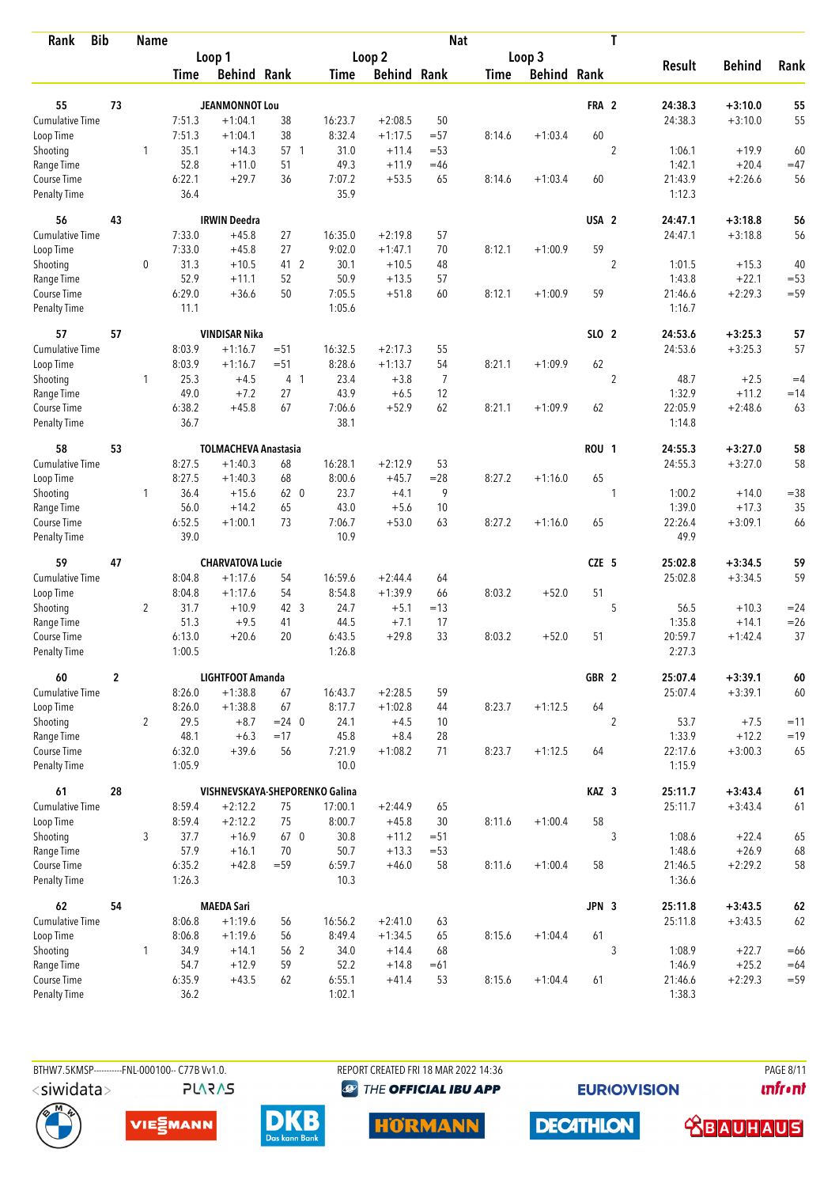| Rank | Bib | Name | | Loop 1 Time | Loop 1 Behind | Loop 1 Rank | | Loop 2 Time | Loop 2 Behind | Loop 2 Rank | Loop 3 Time | Loop 3 Behind | Loop 3 Rank | Nat | T | Result | Behind | Rank |
|---|---|---|---|---|---|---|---|---|---|---|---|---|---|---|---|---|---|---|
| 55 | 73 | JEANMONNOT Lou | | | | | | | | | | | | FRA | 2 | 24:38.3 | +3:10.0 | 55 |
| Cumulative Time | | | | 7:51.3 | +1:04.1 | 38 | | 16:23.7 | +2:08.5 | 50 | | | | | | 24:38.3 | +3:10.0 | 55 |
| Loop Time | | | | 7:51.3 | +1:04.1 | 38 | | 8:32.4 | +1:17.5 | =57 | 8:14.6 | +1:03.4 | 60 | | | | | |
| Shooting | | | 1 | 35.1 | +14.3 | 57 | 1 | 31.0 | +11.4 | =53 | | | | | 2 | 1:06.1 | +19.9 | 60 |
| Range Time | | | | 52.8 | +11.0 | 51 | | 49.3 | +11.9 | =46 | | | | | | 1:42.1 | +20.4 | =47 |
| Course Time | | | | 6:22.1 | +29.7 | 36 | | 7:07.2 | +53.5 | 65 | 8:14.6 | +1:03.4 | 60 | | | 21:43.9 | +2:26.6 | 56 |
| Penalty Time | | | | 36.4 | | | | 35.9 | | | | | | | | 1:12.3 | | |
| 56 | 43 | IRWIN Deedra | | | | | | | | | | | | USA | 2 | 24:47.1 | +3:18.8 | 56 |
| Cumulative Time | | | | 7:33.0 | +45.8 | 27 | | 16:35.0 | +2:19.8 | 57 | | | | | | 24:47.1 | +3:18.8 | 56 |
| Loop Time | | | | 7:33.0 | +45.8 | 27 | | 9:02.0 | +1:47.1 | 70 | 8:12.1 | +1:00.9 | 59 | | | | | |
| Shooting | | | 0 | 31.3 | +10.5 | 41 | 2 | 30.1 | +10.5 | 48 | | | | | 2 | 1:01.5 | +15.3 | 40 |
| Range Time | | | | 52.9 | +11.1 | 52 | | 50.9 | +13.5 | 57 | | | | | | 1:43.8 | +22.1 | =53 |
| Course Time | | | | 6:29.0 | +36.6 | 50 | | 7:05.5 | +51.8 | 60 | 8:12.1 | +1:00.9 | 59 | | | 21:46.6 | +2:29.3 | =59 |
| Penalty Time | | | | 11.1 | | | | 1:05.6 | | | | | | | | 1:16.7 | | |
| 57 | 57 | VINDISAR Nika | | | | | | | | | | | | SLO | 2 | 24:53.6 | +3:25.3 | 57 |
| Cumulative Time | | | | 8:03.9 | +1:16.7 | =51 | | 16:32.5 | +2:17.3 | 55 | | | | | | 24:53.6 | +3:25.3 | 57 |
| Loop Time | | | | 8:03.9 | +1:16.7 | =51 | | 8:28.6 | +1:13.7 | 54 | 8:21.1 | +1:09.9 | 62 | | | | | |
| Shooting | | | 1 | 25.3 | +4.5 | 4 | 1 | 23.4 | +3.8 | 7 | | | | | 2 | 48.7 | +2.5 | =4 |
| Range Time | | | | 49.0 | +7.2 | 27 | | 43.9 | +6.5 | 12 | | | | | | 1:32.9 | +11.2 | =14 |
| Course Time | | | | 6:38.2 | +45.8 | 67 | | 7:06.6 | +52.9 | 62 | 8:21.1 | +1:09.9 | 62 | | | 22:05.9 | +2:48.6 | 63 |
| Penalty Time | | | | 36.7 | | | | 38.1 | | | | | | | | 1:14.8 | | |
| 58 | 53 | TOLMACHEVA Anastasia | | | | | | | | | | | | ROU | 1 | 24:55.3 | +3:27.0 | 58 |
| Cumulative Time | | | | 8:27.5 | +1:40.3 | 68 | | 16:28.1 | +2:12.9 | 53 | | | | | | 24:55.3 | +3:27.0 | 58 |
| Loop Time | | | | 8:27.5 | +1:40.3 | 68 | | 8:00.6 | +45.7 | =28 | 8:27.2 | +1:16.0 | 65 | | | | | |
| Shooting | | | 1 | 36.4 | +15.6 | 62 | 0 | 23.7 | +4.1 | 9 | | | | | 1 | 1:00.2 | +14.0 | =38 |
| Range Time | | | | 56.0 | +14.2 | 65 | | 43.0 | +5.6 | 10 | | | | | | 1:39.0 | +17.3 | 35 |
| Course Time | | | | 6:52.5 | +1:00.1 | 73 | | 7:06.7 | +53.0 | 63 | 8:27.2 | +1:16.0 | 65 | | | 22:26.4 | +3:09.1 | 66 |
| Penalty Time | | | | 39.0 | | | | 10.9 | | | | | | | | 49.9 | | |
| 59 | 47 | CHARVATOVA Lucie | | | | | | | | | | | | CZE | 5 | 25:02.8 | +3:34.5 | 59 |
| Cumulative Time | | | | 8:04.8 | +1:17.6 | 54 | | 16:59.6 | +2:44.4 | 64 | | | | | | 25:02.8 | +3:34.5 | 59 |
| Loop Time | | | | 8:04.8 | +1:17.6 | 54 | | 8:54.8 | +1:39.9 | 66 | 8:03.2 | +52.0 | 51 | | | | | |
| Shooting | | | 2 | 31.7 | +10.9 | 42 | 3 | 24.7 | +5.1 | =13 | | | | | 5 | 56.5 | +10.3 | =24 |
| Range Time | | | | 51.3 | +9.5 | 41 | | 44.5 | +7.1 | 17 | | | | | | 1:35.8 | +14.1 | =26 |
| Course Time | | | | 6:13.0 | +20.6 | 20 | | 6:43.5 | +29.8 | 33 | 8:03.2 | +52.0 | 51 | | | 20:59.7 | +1:42.4 | 37 |
| Penalty Time | | | | 1:00.5 | | | | 1:26.8 | | | | | | | | 2:27.3 | | |
| 60 | 2 | LIGHTFOOT Amanda | | | | | | | | | | | | GBR | 2 | 25:07.4 | +3:39.1 | 60 |
| Cumulative Time | | | | 8:26.0 | +1:38.8 | 67 | | 16:43.7 | +2:28.5 | 59 | | | | | | 25:07.4 | +3:39.1 | 60 |
| Loop Time | | | | 8:26.0 | +1:38.8 | 67 | | 8:17.7 | +1:02.8 | 44 | 8:23.7 | +1:12.5 | 64 | | | | | |
| Shooting | | | 2 | 29.5 | +8.7 | =24 | 0 | 24.1 | +4.5 | 10 | | | | | 2 | 53.7 | +7.5 | =11 |
| Range Time | | | | 48.1 | +6.3 | =17 | | 45.8 | +8.4 | 28 | | | | | | 1:33.9 | +12.2 | =19 |
| Course Time | | | | 6:32.0 | +39.6 | 56 | | 7:21.9 | +1:08.2 | 71 | 8:23.7 | +1:12.5 | 64 | | | 22:17.6 | +3:00.3 | 65 |
| Penalty Time | | | | 1:05.9 | | | | 10.0 | | | | | | | | 1:15.9 | | |
| 61 | 28 | VISHNEVSKAYA-SHEPORENKO Galina | | | | | | | | | | | | KAZ | 3 | 25:11.7 | +3:43.4 | 61 |
| Cumulative Time | | | | 8:59.4 | +2:12.2 | 75 | | 17:00.1 | +2:44.9 | 65 | | | | | | 25:11.7 | +3:43.4 | 61 |
| Loop Time | | | | 8:59.4 | +2:12.2 | 75 | | 8:00.7 | +45.8 | 30 | 8:11.6 | +1:00.4 | 58 | | | | | |
| Shooting | | | 3 | 37.7 | +16.9 | 67 | 0 | 30.8 | +11.2 | =51 | | | | | 3 | 1:08.6 | +22.4 | 65 |
| Range Time | | | | 57.9 | +16.1 | 70 | | 50.7 | +13.3 | =53 | | | | | | 1:48.6 | +26.9 | 68 |
| Course Time | | | | 6:35.2 | +42.8 | =59 | | 6:59.7 | +46.0 | 58 | 8:11.6 | +1:00.4 | 58 | | | 21:46.5 | +2:29.2 | 58 |
| Penalty Time | | | | 1:26.3 | | | | 10.3 | | | | | | | | 1:36.6 | | |
| 62 | 54 | MAEDA Sari | | | | | | | | | | | | JPN | 3 | 25:11.8 | +3:43.5 | 62 |
| Cumulative Time | | | | 8:06.8 | +1:19.6 | 56 | | 16:56.2 | +2:41.0 | 63 | | | | | | 25:11.8 | +3:43.5 | 62 |
| Loop Time | | | | 8:06.8 | +1:19.6 | 56 | | 8:49.4 | +1:34.5 | 65 | 8:15.6 | +1:04.4 | 61 | | | | | |
| Shooting | | | 1 | 34.9 | +14.1 | 56 | 2 | 34.0 | +14.4 | 68 | | | | | 3 | 1:08.9 | +22.7 | =66 |
| Range Time | | | | 54.7 | +12.9 | 59 | | 52.2 | +14.8 | =61 | | | | | | 1:46.9 | +25.2 | =64 |
| Course Time | | | | 6:35.9 | +43.5 | 62 | | 6:55.1 | +41.4 | 53 | 8:15.6 | +1:04.4 | 61 | | | 21:46.6 | +2:29.3 | =59 |
| Penalty Time | | | | 36.2 | | | | 1:02.1 | | | | | | | | 1:38.3 | | |

BTHW7.5KMSP----------FNL-000100-- C77B Vv1.0. REPORT CREATED FRI 18 MAR 2022 14:36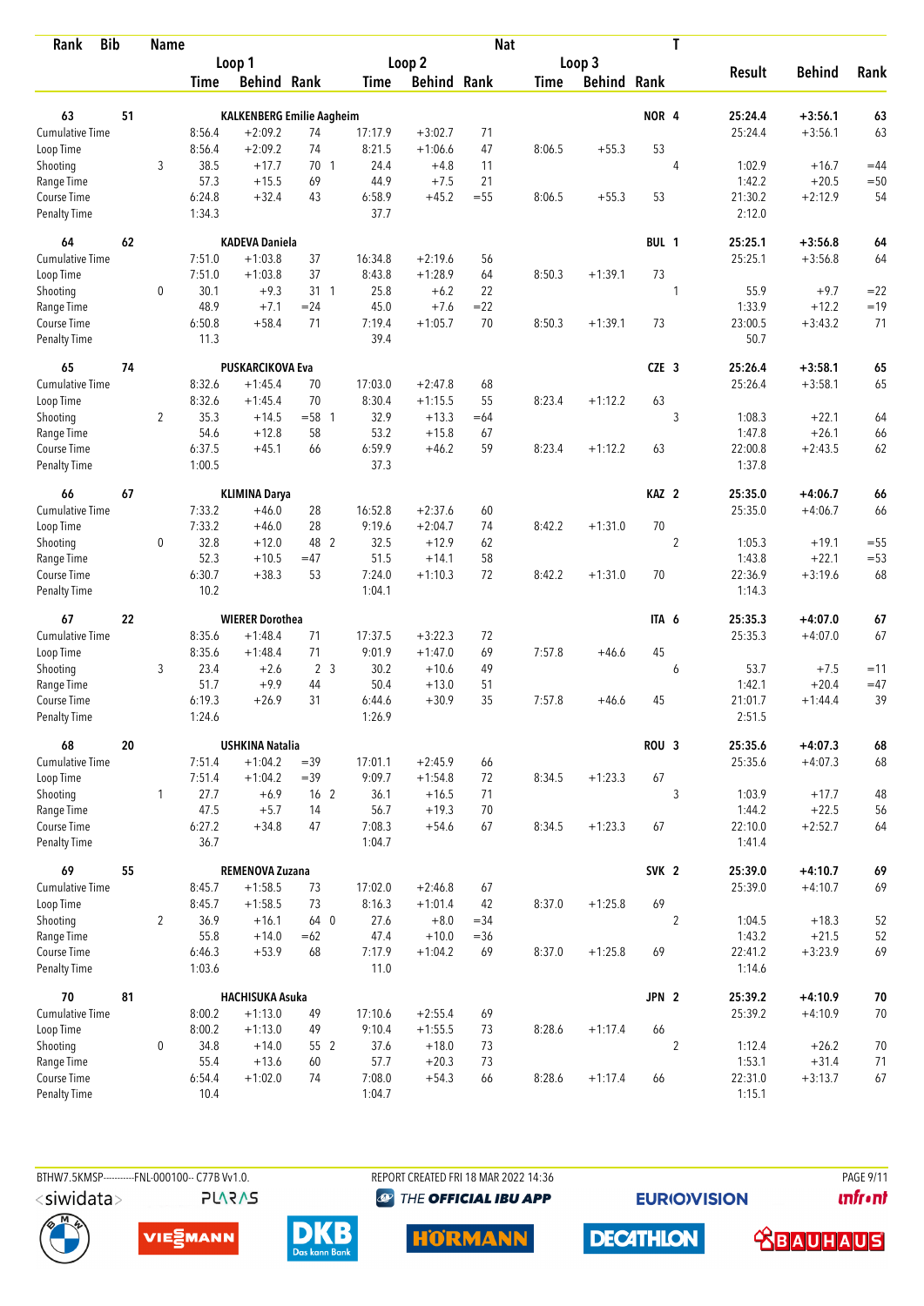| Rank | Bib | Name | | | | | | | Nat | | | T | | | |
|---|---|---|---|---|---|---|---|---|---|---|---|---|---|---|---|
| | | | Loop 1 | | | Loop 2 | | | Loop 3 | | | | Result | Behind | Rank |
| | | | Time | Behind | Rank | Time | Behind | Rank | Time | Behind | Rank | | | | |
| **63** | **51** | **KALKENBERG Emilie Aagheim** | | | | | | | | | **NOR** | **4** | **25:24.4** | **+3:56.1** | **63** |
| Cumulative Time | | | 8:56.4 | +2:09.2 | 74 | 17:17.9 | +3:02.7 | 71 | | | | | 25:24.4 | +3:56.1 | 63 |
| Loop Time | | | 8:56.4 | +2:09.2 | 74 | 8:21.5 | +1:06.6 | 47 | 8:06.5 | +55.3 | 53 | | | | |
| Shooting | | 3 | 38.5 | +17.7 | 70 1 | 24.4 | +4.8 | 11 | | | | 4 | 1:02.9 | +16.7 | =44 |
| Range Time | | | 57.3 | +15.5 | 69 | 44.9 | +7.5 | 21 | | | | | 1:42.2 | +20.5 | =50 |
| Course Time | | | 6:24.8 | +32.4 | 43 | 6:58.9 | +45.2 | =55 | 8:06.5 | +55.3 | 53 | | 21:30.2 | +2:12.9 | 54 |
| Penalty Time | | | 1:34.3 | | | 37.7 | | | | | | | 2:12.0 | | |
| **64** | **62** | **KADEVA Daniela** | | | | | | | | | **BUL** | **1** | **25:25.1** | **+3:56.8** | **64** |
| Cumulative Time | | | 7:51.0 | +1:03.8 | 37 | 16:34.8 | +2:19.6 | 56 | | | | | 25:25.1 | +3:56.8 | 64 |
| Loop Time | | | 7:51.0 | +1:03.8 | 37 | 8:43.8 | +1:28.9 | 64 | 8:50.3 | +1:39.1 | 73 | | | | |
| Shooting | | 0 | 30.1 | +9.3 | 31 1 | 25.8 | +6.2 | 22 | | | | 1 | 55.9 | +9.7 | =22 |
| Range Time | | | 48.9 | +7.1 | =24 | 45.0 | +7.6 | =22 | | | | | 1:33.9 | +12.2 | =19 |
| Course Time | | | 6:50.8 | +58.4 | 71 | 7:19.4 | +1:05.7 | 70 | 8:50.3 | +1:39.1 | 73 | | 23:00.5 | +3:43.2 | 71 |
| Penalty Time | | | 11.3 | | | 39.4 | | | | | | | 50.7 | | |
| **65** | **74** | **PUSKARCIKOVA Eva** | | | | | | | | | **CZE** | **3** | **25:26.4** | **+3:58.1** | **65** |
| Cumulative Time | | | 8:32.6 | +1:45.4 | 70 | 17:03.0 | +2:47.8 | 68 | | | | | 25:26.4 | +3:58.1 | 65 |
| Loop Time | | | 8:32.6 | +1:45.4 | 70 | 8:30.4 | +1:15.5 | 55 | 8:23.4 | +1:12.2 | 63 | | | | |
| Shooting | | 2 | 35.3 | +14.5 | =58 1 | 32.9 | +13.3 | =64 | | | | 3 | 1:08.3 | +22.1 | 64 |
| Range Time | | | 54.6 | +12.8 | 58 | 53.2 | +15.8 | 67 | | | | | 1:47.8 | +26.1 | 66 |
| Course Time | | | 6:37.5 | +45.1 | 66 | 6:59.9 | +46.2 | 59 | 8:23.4 | +1:12.2 | 63 | | 22:00.8 | +2:43.5 | 62 |
| Penalty Time | | | 1:00.5 | | | 37.3 | | | | | | | 1:37.8 | | |
| **66** | **67** | **KLIMINA Darya** | | | | | | | | | **KAZ** | **2** | **25:35.0** | **+4:06.7** | **66** |
| Cumulative Time | | | 7:33.2 | +46.0 | 28 | 16:52.8 | +2:37.6 | 60 | | | | | 25:35.0 | +4:06.7 | 66 |
| Loop Time | | | 7:33.2 | +46.0 | 28 | 9:19.6 | +2:04.7 | 74 | 8:42.2 | +1:31.0 | 70 | | | | |
| Shooting | | 0 | 32.8 | +12.0 | 48 2 | 32.5 | +12.9 | 62 | | | | 2 | 1:05.3 | +19.1 | =55 |
| Range Time | | | 52.3 | +10.5 | =47 | 51.5 | +14.1 | 58 | | | | | 1:43.8 | +22.1 | =53 |
| Course Time | | | 6:30.7 | +38.3 | 53 | 7:24.0 | +1:10.3 | 72 | 8:42.2 | +1:31.0 | 70 | | 22:36.9 | +3:19.6 | 68 |
| Penalty Time | | | 10.2 | | | 1:04.1 | | | | | | | 1:14.3 | | |
| **67** | **22** | **WIERER Dorothea** | | | | | | | | | **ITA** | **6** | **25:35.3** | **+4:07.0** | **67** |
| Cumulative Time | | | 8:35.6 | +1:48.4 | 71 | 17:37.5 | +3:22.3 | 72 | | | | | 25:35.3 | +4:07.0 | 67 |
| Loop Time | | | 8:35.6 | +1:48.4 | 71 | 9:01.9 | +1:47.0 | 69 | 7:57.8 | +46.6 | 45 | | | | |
| Shooting | | 3 | 23.4 | +2.6 | 2 3 | 30.2 | +10.6 | 49 | | | | 6 | 53.7 | +7.5 | =11 |
| Range Time | | | 51.7 | +9.9 | 44 | 50.4 | +13.0 | 51 | | | | | 1:42.1 | +20.4 | =47 |
| Course Time | | | 6:19.3 | +26.9 | 31 | 6:44.6 | +30.9 | 35 | 7:57.8 | +46.6 | 45 | | 21:01.7 | +1:44.4 | 39 |
| Penalty Time | | | 1:24.6 | | | 1:26.9 | | | | | | | 2:51.5 | | |
| **68** | **20** | **USHKINA Natalia** | | | | | | | | | **ROU** | **3** | **25:35.6** | **+4:07.3** | **68** |
| Cumulative Time | | | 7:51.4 | +1:04.2 | =39 | 17:01.1 | +2:45.9 | 66 | | | | | 25:35.6 | +4:07.3 | 68 |
| Loop Time | | | 7:51.4 | +1:04.2 | =39 | 9:09.7 | +1:54.8 | 72 | 8:34.5 | +1:23.3 | 67 | | | | |
| Shooting | | 1 | 27.7 | +6.9 | 16 2 | 36.1 | +16.5 | 71 | | | | 3 | 1:03.9 | +17.7 | 48 |
| Range Time | | | 47.5 | +5.7 | 14 | 56.7 | +19.3 | 70 | | | | | 1:44.2 | +22.5 | 56 |
| Course Time | | | 6:27.2 | +34.8 | 47 | 7:08.3 | +54.6 | 67 | 8:34.5 | +1:23.3 | 67 | | 22:10.0 | +2:52.7 | 64 |
| Penalty Time | | | 36.7 | | | 1:04.7 | | | | | | | 1:41.4 | | |
| **69** | **55** | **REMENOVA Zuzana** | | | | | | | | | **SVK** | **2** | **25:39.0** | **+4:10.7** | **69** |
| Cumulative Time | | | 8:45.7 | +1:58.5 | 73 | 17:02.0 | +2:46.8 | 67 | | | | | 25:39.0 | +4:10.7 | 69 |
| Loop Time | | | 8:45.7 | +1:58.5 | 73 | 8:16.3 | +1:01.4 | 42 | 8:37.0 | +1:25.8 | 69 | | | | |
| Shooting | | 2 | 36.9 | +16.1 | 64 0 | 27.6 | +8.0 | =34 | | | | 2 | 1:04.5 | +18.3 | 52 |
| Range Time | | | 55.8 | +14.0 | =62 | 47.4 | +10.0 | =36 | | | | | 1:43.2 | +21.5 | 52 |
| Course Time | | | 6:46.3 | +53.9 | 68 | 7:17.9 | +1:04.2 | 69 | 8:37.0 | +1:25.8 | 69 | | 22:41.2 | +3:23.9 | 69 |
| Penalty Time | | | 1:03.6 | | | 11.0 | | | | | | | 1:14.6 | | |
| **70** | **81** | **HACHISUKA Asuka** | | | | | | | | | **JPN** | **2** | **25:39.2** | **+4:10.9** | **70** |
| Cumulative Time | | | 8:00.2 | +1:13.0 | 49 | 17:10.6 | +2:55.4 | 69 | | | | | 25:39.2 | +4:10.9 | 70 |
| Loop Time | | | 8:00.2 | +1:13.0 | 49 | 9:10.4 | +1:55.5 | 73 | 8:28.6 | +1:17.4 | 66 | | | | |
| Shooting | | 0 | 34.8 | +14.0 | 55 2 | 37.6 | +18.0 | 73 | | | | 2 | 1:12.4 | +26.2 | 70 |
| Range Time | | | 55.4 | +13.6 | 60 | 57.7 | +20.3 | 73 | | | | | 1:53.1 | +31.4 | 71 |
| Course Time | | | 6:54.4 | +1:02.0 | 74 | 7:08.0 | +54.3 | 66 | 8:28.6 | +1:17.4 | 66 | | 22:31.0 | +3:13.7 | 67 |
| Penalty Time | | | 10.4 | | | 1:04.7 | | | | | | | 1:15.1 | | |

BTHW7.5KMSP----------FNL-000100-- C77B Vv1.0. REPORT CREATED FRI 18 MAR 2022 14:36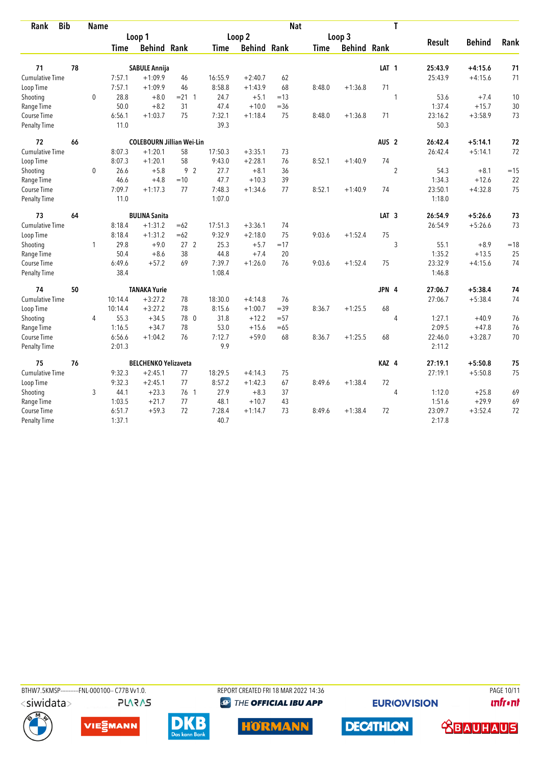| Rank | Bib | Name | | | | | | | Nat | | | T | Result | Behind | Rank |
|---|---|---|---|---|---|---|---|---|---|---|---|---|---|---|---|
| | | | Loop 1 | | | Loop 2 | | | Loop 3 | | | | | | |
| | | | Time | Behind | Rank | Time | Behind | Rank | Time | Behind | Rank | | | | |
| **71** | **78** | **SABULE Annija** | | | | | | | | | | **LAT 1** | **25:43.9** | **+4:15.6** | **71** |
| Cumulative Time | | | 7:57.1 | +1:09.9 | 46 | 16:55.9 | +2:40.7 | 62 | | | | | 25:43.9 | +4:15.6 | 71 |
| Loop Time | | | 7:57.1 | +1:09.9 | 46 | 8:58.8 | +1:43.9 | 68 | 8:48.0 | +1:36.8 | 71 | | | | |
| Shooting | | 0 | 28.8 | +8.0 | =21 1 | 24.7 | +5.1 | =13 | | | | 1 | 53.6 | +7.4 | 10 |
| Range Time | | | 50.0 | +8.2 | 31 | 47.4 | +10.0 | =36 | | | | | 1:37.4 | +15.7 | 30 |
| Course Time | | | 6:56.1 | +1:03.7 | 75 | 7:32.1 | +1:18.4 | 75 | 8:48.0 | +1:36.8 | 71 | | 23:16.2 | +3:58.9 | 73 |
| Penalty Time | | | 11.0 | | | 39.3 | | | | | | | 50.3 | | |
| **72** | **66** | **COLEBOURN Jillian Wei-Lin** | | | | | | | | | | **AUS 2** | **26:42.4** | **+5:14.1** | **72** |
| Cumulative Time | | | 8:07.3 | +1:20.1 | 58 | 17:50.3 | +3:35.1 | 73 | | | | | 26:42.4 | +5:14.1 | 72 |
| Loop Time | | | 8:07.3 | +1:20.1 | 58 | 9:43.0 | +2:28.1 | 76 | 8:52.1 | +1:40.9 | 74 | | | | |
| Shooting | | 0 | 26.6 | +5.8 | 9 2 | 27.7 | +8.1 | 36 | | | | 2 | 54.3 | +8.1 | =15 |
| Range Time | | | 46.6 | +4.8 | =10 | 47.7 | +10.3 | 39 | | | | | 1:34.3 | +12.6 | 22 |
| Course Time | | | 7:09.7 | +1:17.3 | 77 | 7:48.3 | +1:34.6 | 77 | 8:52.1 | +1:40.9 | 74 | | 23:50.1 | +4:32.8 | 75 |
| Penalty Time | | | 11.0 | | | 1:07.0 | | | | | | | 1:18.0 | | |
| **73** | **64** | **BULINA Sanita** | | | | | | | | | | **LAT 3** | **26:54.9** | **+5:26.6** | **73** |
| Cumulative Time | | | 8:18.4 | +1:31.2 | =62 | 17:51.3 | +3:36.1 | 74 | | | | | 26:54.9 | +5:26.6 | 73 |
| Loop Time | | | 8:18.4 | +1:31.2 | =62 | 9:32.9 | +2:18.0 | 75 | 9:03.6 | +1:52.4 | 75 | | | | |
| Shooting | | 1 | 29.8 | +9.0 | 27 2 | 25.3 | +5.7 | =17 | | | | 3 | 55.1 | +8.9 | =18 |
| Range Time | | | 50.4 | +8.6 | 38 | 44.8 | +7.4 | 20 | | | | | 1:35.2 | +13.5 | 25 |
| Course Time | | | 6:49.6 | +57.2 | 69 | 7:39.7 | +1:26.0 | 76 | 9:03.6 | +1:52.4 | 75 | | 23:32.9 | +4:15.6 | 74 |
| Penalty Time | | | 38.4 | | | 1:08.4 | | | | | | | 1:46.8 | | |
| **74** | **50** | **TANAKA Yurie** | | | | | | | | | | **JPN 4** | **27:06.7** | **+5:38.4** | **74** |
| Cumulative Time | | | 10:14.4 | +3:27.2 | 78 | 18:30.0 | +4:14.8 | 76 | | | | | 27:06.7 | +5:38.4 | 74 |
| Loop Time | | | 10:14.4 | +3:27.2 | 78 | 8:15.6 | +1:00.7 | =39 | 8:36.7 | +1:25.5 | 68 | | | | |
| Shooting | | 4 | 55.3 | +34.5 | 78 0 | 31.8 | +12.2 | =57 | | | | 4 | 1:27.1 | +40.9 | 76 |
| Range Time | | | 1:16.5 | +34.7 | 78 | 53.0 | +15.6 | =65 | | | | | 2:09.5 | +47.8 | 76 |
| Course Time | | | 6:56.6 | +1:04.2 | 76 | 7:12.7 | +59.0 | 68 | 8:36.7 | +1:25.5 | 68 | | 22:46.0 | +3:28.7 | 70 |
| Penalty Time | | | 2:01.3 | | | 9.9 | | | | | | | 2:11.2 | | |
| **75** | **76** | **BELCHENKO Yelizaveta** | | | | | | | | | | **KAZ 4** | **27:19.1** | **+5:50.8** | **75** |
| Cumulative Time | | | 9:32.3 | +2:45.1 | 77 | 18:29.5 | +4:14.3 | 75 | | | | | 27:19.1 | +5:50.8 | 75 |
| Loop Time | | | 9:32.3 | +2:45.1 | 77 | 8:57.2 | +1:42.3 | 67 | 8:49.6 | +1:38.4 | 72 | | | | |
| Shooting | | 3 | 44.1 | +23.3 | 76 1 | 27.9 | +8.3 | 37 | | | | 4 | 1:12.0 | +25.8 | 69 |
| Range Time | | | 1:03.5 | +21.7 | 77 | 48.1 | +10.7 | 43 | | | | | 1:51.6 | +29.9 | 69 |
| Course Time | | | 6:51.7 | +59.3 | 72 | 7:28.4 | +1:14.7 | 73 | 8:49.6 | +1:38.4 | 72 | | 23:09.7 | +3:52.4 | 72 |
| Penalty Time | | | 1:37.1 | | | 40.7 | | | | | | | 2:17.8 | | |

BTHW7.5KMSP-----------FNL-000100-- C77B Vv1.0. REPORT CREATED FRI 18 MAR 2022 14:36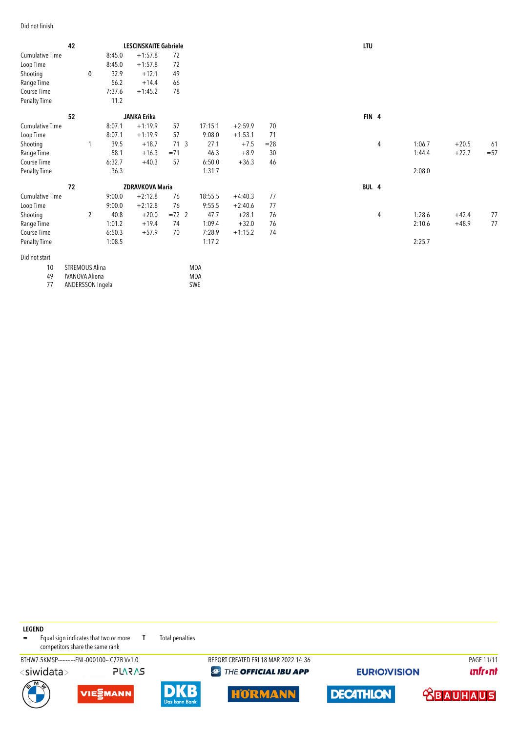Did not finish

| | | | | | | | | | | | | | |
|---|---|---|---|---|---|---|---|---|---|---|---|---|---|
| 42 | | | LESCINSKAITE Gabriele | | | | | | | LTU | | | |
| Cumulative Time | | 8:45.0 | +1:57.8 | 72 | | | | | | | | | |
| Loop Time | | 8:45.0 | +1:57.8 | 72 | | | | | | | | | |
| Shooting | 0 | 32.9 | +12.1 | 49 | | | | | | | | | |
| Range Time | | 56.2 | +14.4 | 66 | | | | | | | | | |
| Course Time | | 7:37.6 | +1:45.2 | 78 | | | | | | | | | |
| Penalty Time | | 11.2 | | | | | | | | | | | |
| 52 | | | JANKA Erika | | | | | | | FIN 4 | | | |
| Cumulative Time | | 8:07.1 | +1:19.9 | 57 | | 17:15.1 | +2:59.9 | 70 | | | | | |
| Loop Time | | 8:07.1 | +1:19.9 | 57 | | 9:08.0 | +1:53.1 | 71 | | | | | |
| Shooting | 1 | 39.5 | +18.7 | 71 | 3 | 27.1 | +7.5 | =28 | 4 | | 1:06.7 | +20.5 | 61 |
| Range Time | | 58.1 | +16.3 | =71 | | 46.3 | +8.9 | 30 | | | 1:44.4 | +22.7 | =57 |
| Course Time | | 6:32.7 | +40.3 | 57 | | 6:50.0 | +36.3 | 46 | | | | | |
| Penalty Time | | 36.3 | | | | 1:31.7 | | | | | 2:08.0 | | |
| 72 | | | ZDRAVKOVA Maria | | | | | | | BUL 4 | | | |
| Cumulative Time | | 9:00.0 | +2:12.8 | 76 | | 18:55.5 | +4:40.3 | 77 | | | | | |
| Loop Time | | 9:00.0 | +2:12.8 | 76 | | 9:55.5 | +2:40.6 | 77 | | | | | |
| Shooting | 2 | 40.8 | +20.0 | =72 | 2 | 47.7 | +28.1 | 76 | 4 | | 1:28.6 | +42.4 | 77 |
| Range Time | | 1:01.2 | +19.4 | 74 | | 1:09.4 | +32.0 | 76 | | | 2:10.6 | +48.9 | 77 |
| Course Time | | 6:50.3 | +57.9 | 70 | | 7:28.9 | +1:15.2 | 74 | | | | | |
| Penalty Time | | 1:08.5 | | | | 1:17.2 | | | | | 2:25.7 | | |

Did not start

| | | |
|---|---|---|
| 10 | STREMOUS Alina | MDA |
| 49 | IVANOVA Aliona | MDA |
| 77 | ANDERSSON Ingela | SWE |

**LEGEND**

= Equal sign indicates that two or more competitors share the same rank

T Total penalties

BTHW7.5KMSP----------FNL-000100-- C77B Vv1.0. REPORT CREATED FRI 18 MAR 2022 14:36